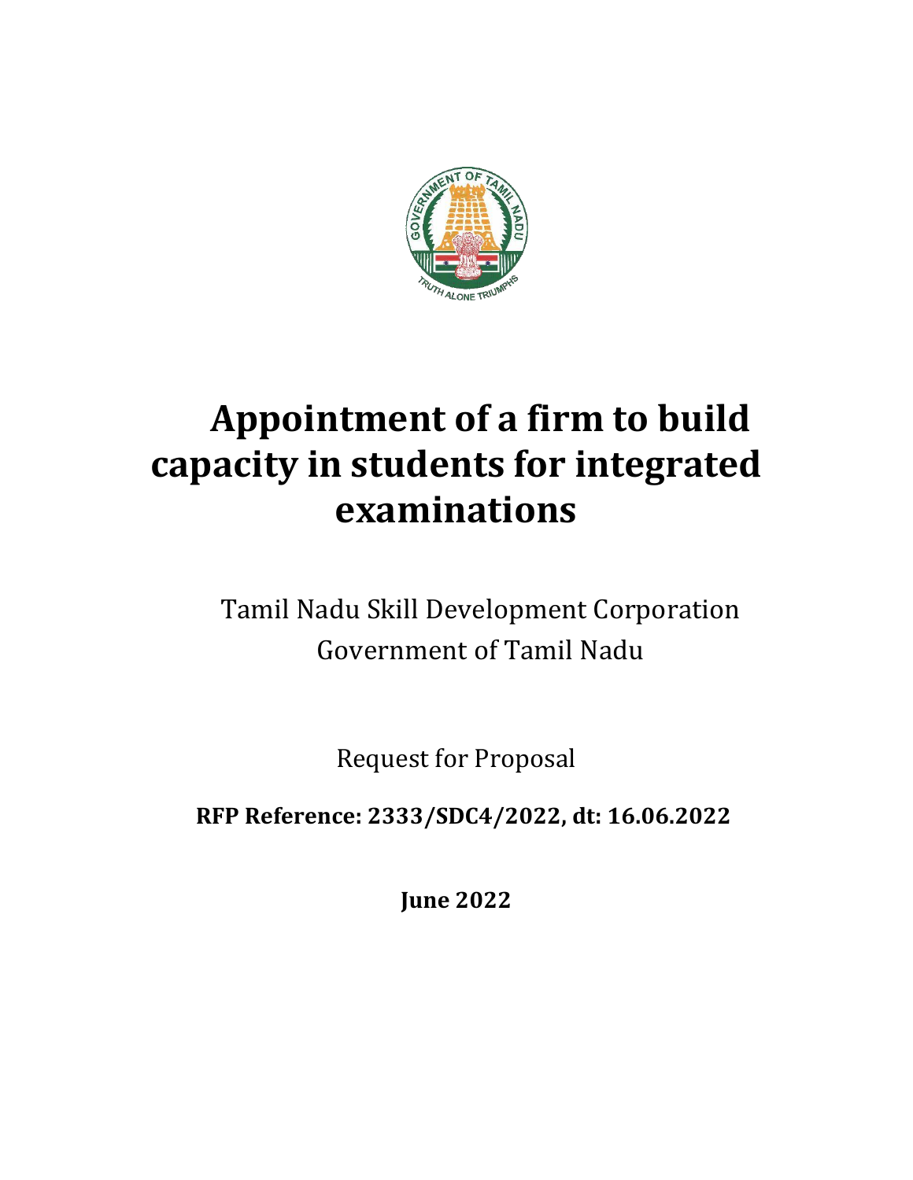# Appointment of a firm to build capacity in students for integrated examinations

Tamil Nadu Skill Development Corporation
Government of Tamil Nadu

Request for Proposal

**RFP Reference: 2333/SDC4/2022, dt: 16.06.2022**

**June 2022**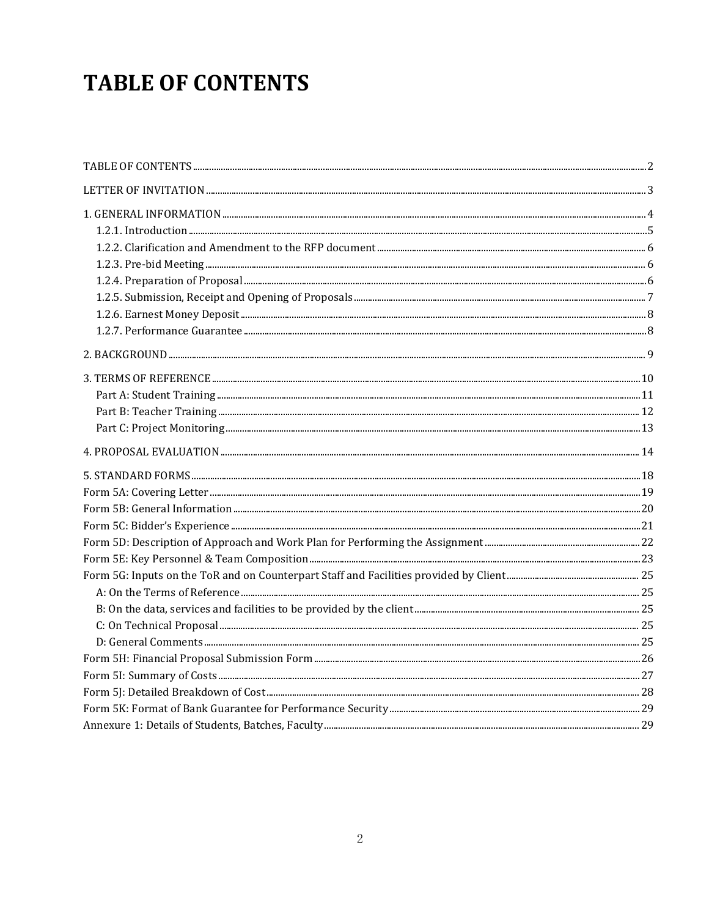# TABLE OF CONTENTS

TABLE OF CONTENTS ..... 2

LETTER OF INVITATION ..... 3

1. GENERAL INFORMATION ..... 4
   - 1.2.1. Introduction ..... 5
   - 1.2.2. Clarification and Amendment to the RFP document ..... 6
   - 1.2.3. Pre-bid Meeting ..... 6
   - 1.2.4. Preparation of Proposal ..... 6
   - 1.2.5. Submission, Receipt and Opening of Proposals ..... 7
   - 1.2.6. Earnest Money Deposit ..... 8
   - 1.2.7. Performance Guarantee ..... 8

2. BACKGROUND ..... 9

3. TERMS OF REFERENCE ..... 10
   - Part A: Student Training ..... 11
   - Part B: Teacher Training ..... 12
   - Part C: Project Monitoring ..... 13

4. PROPOSAL EVALUATION ..... 14

5. STANDARD FORMS ..... 18

Form 5A: Covering Letter ..... 19

Form 5B: General Information ..... 20

Form 5C: Bidder's Experience ..... 21

Form 5D: Description of Approach and Work Plan for Performing the Assignment ..... 22

Form 5E: Key Personnel & Team Composition ..... 23

Form 5G: Inputs on the ToR and on Counterpart Staff and Facilities provided by Client ..... 25
   - A: On the Terms of Reference ..... 25
   - B: On the data, services and facilities to be provided by the client ..... 25
   - C: On Technical Proposal ..... 25
   - D: General Comments ..... 25

Form 5H: Financial Proposal Submission Form ..... 26

Form 5I: Summary of Costs ..... 27

Form 5J: Detailed Breakdown of Cost ..... 28

Form 5K: Format of Bank Guarantee for Performance Security ..... 29

Annexure 1: Details of Students, Batches, Faculty ..... 29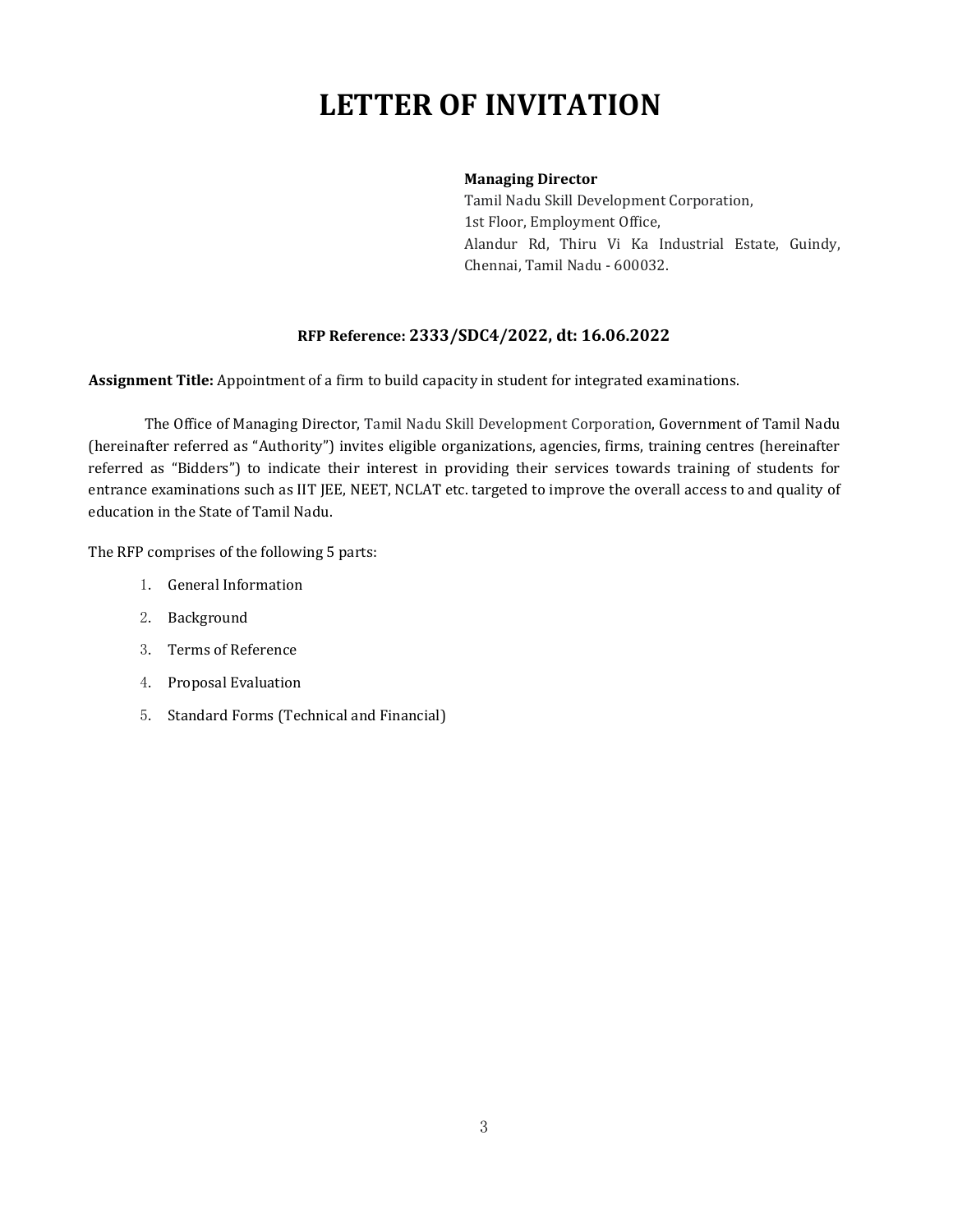# LETTER OF INVITATION

**Managing Director**
Tamil Nadu Skill Development Corporation,
1st Floor, Employment Office,
Alandur Rd, Thiru Vi Ka Industrial Estate, Guindy,
Chennai, Tamil Nadu - 600032.

**RFP Reference: 2333/SDC4/2022, dt: 16.06.2022**

**Assignment Title:** Appointment of a firm to build capacity in student for integrated examinations.

The Office of Managing Director, Tamil Nadu Skill Development Corporation, Government of Tamil Nadu (hereinafter referred as "Authority") invites eligible organizations, agencies, firms, training centres (hereinafter referred as "Bidders") to indicate their interest in providing their services towards training of students for entrance examinations such as IIT JEE, NEET, NCLAT etc. targeted to improve the overall access to and quality of education in the State of Tamil Nadu.

The RFP comprises of the following 5 parts:

1. General Information
2. Background
3. Terms of Reference
4. Proposal Evaluation
5. Standard Forms (Technical and Financial)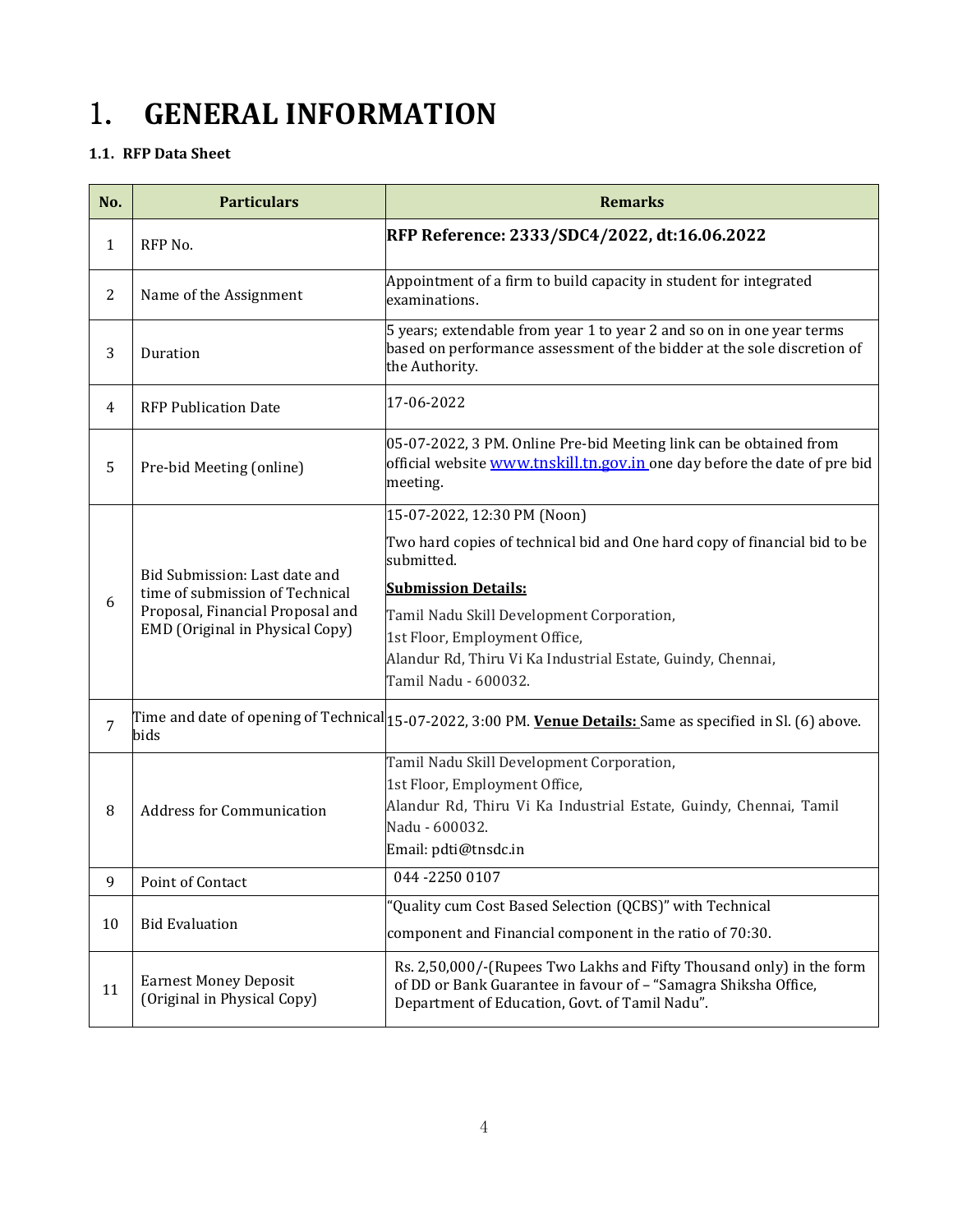# 1. GENERAL INFORMATION

### 1.1. RFP Data Sheet

| No. | Particulars | Remarks |
|---|---|---|
| 1 | RFP No. | **RFP Reference: 2333/SDC4/2022, dt:16.06.2022** |
| 2 | Name of the Assignment | Appointment of a firm to build capacity in student for integrated examinations. |
| 3 | Duration | 5 years; extendable from year 1 to year 2 and so on in one year terms based on performance assessment of the bidder at the sole discretion of the Authority. |
| 4 | RFP Publication Date | 17-06-2022 |
| 5 | Pre-bid Meeting (online) | 05-07-2022, 3 PM. Online Pre-bid Meeting link can be obtained from official website www.tnskill.tn.gov.in one day before the date of pre bid meeting. |
| 6 | Bid Submission: Last date and time of submission of Technical Proposal, Financial Proposal and EMD (Original in Physical Copy) | 15-07-2022, 12:30 PM (Noon)<br>Two hard copies of technical bid and One hard copy of financial bid to be submitted.<br>**Submission Details:**<br>Tamil Nadu Skill Development Corporation,<br>1st Floor, Employment Office,<br>Alandur Rd, Thiru Vi Ka Industrial Estate, Guindy, Chennai,<br>Tamil Nadu - 600032. |
| 7 | Time and date of opening of Technical bids | 15-07-2022, 3:00 PM. **Venue Details:** Same as specified in Sl. (6) above. |
| 8 | Address for Communication | Tamil Nadu Skill Development Corporation,<br>1st Floor, Employment Office,<br>Alandur Rd, Thiru Vi Ka Industrial Estate, Guindy, Chennai, Tamil Nadu - 600032.<br>Email: pdti@tnsdc.in |
| 9 | Point of Contact | 044 -2250 0107 |
| 10 | Bid Evaluation | "Quality cum Cost Based Selection (QCBS)" with Technical component and Financial component in the ratio of 70:30. |
| 11 | Earnest Money Deposit (Original in Physical Copy) | Rs. 2,50,000/-(Rupees Two Lakhs and Fifty Thousand only) in the form of DD or Bank Guarantee in favour of – "Samagra Shiksha Office, Department of Education, Govt. of Tamil Nadu". |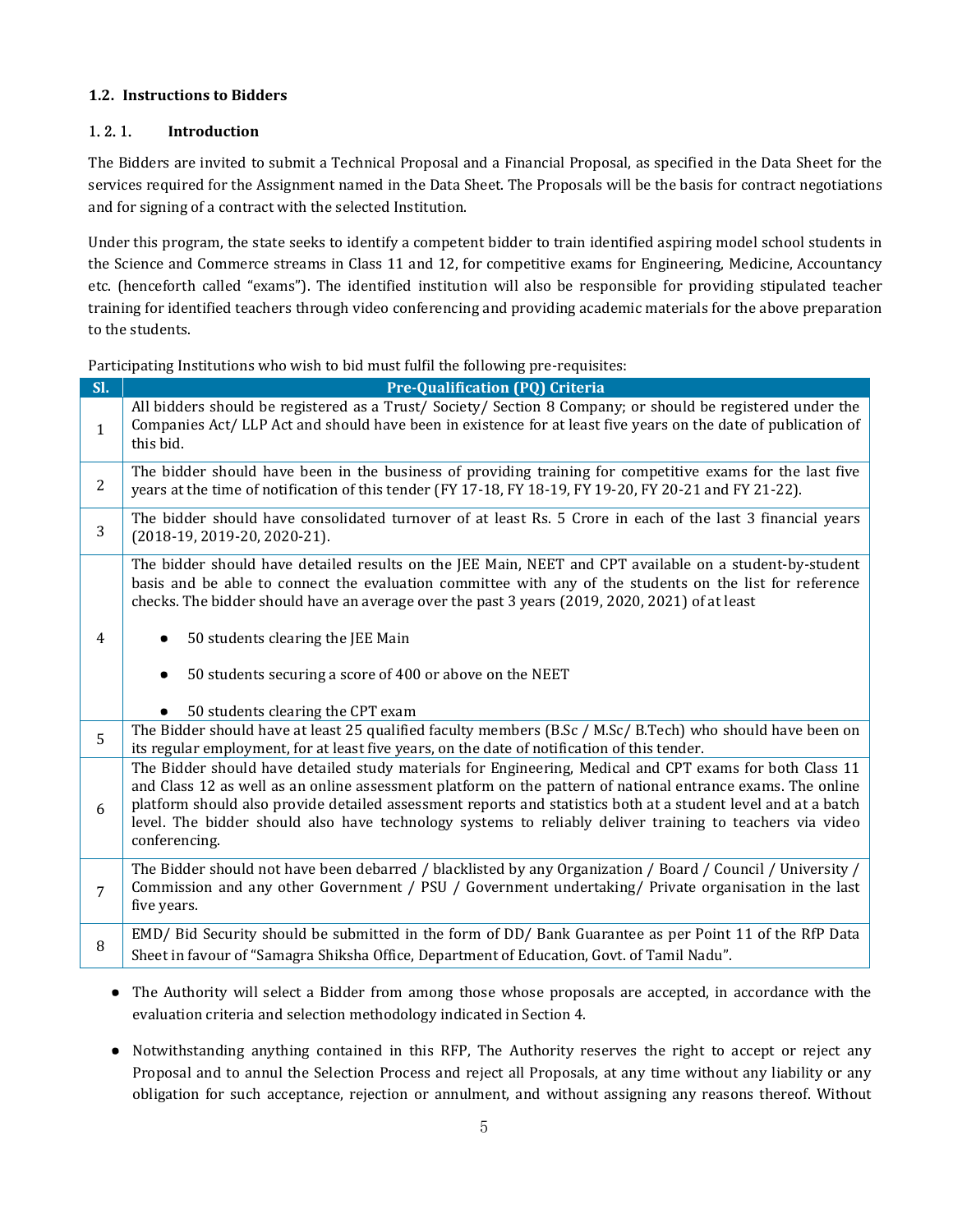### 1.2. Instructions to Bidders

#### 1. 2. 1. Introduction

The Bidders are invited to submit a Technical Proposal and a Financial Proposal, as specified in the Data Sheet for the services required for the Assignment named in the Data Sheet. The Proposals will be the basis for contract negotiations and for signing of a contract with the selected Institution.

Under this program, the state seeks to identify a competent bidder to train identified aspiring model school students in the Science and Commerce streams in Class 11 and 12, for competitive exams for Engineering, Medicine, Accountancy etc. (henceforth called "exams"). The identified institution will also be responsible for providing stipulated teacher training for identified teachers through video conferencing and providing academic materials for the above preparation to the students.

Participating Institutions who wish to bid must fulfil the following pre-requisites:

| Sl. | Pre-Qualification (PQ) Criteria |
|---|---|
| 1 | All bidders should be registered as a Trust/ Society/ Section 8 Company; or should be registered under the Companies Act/ LLP Act and should have been in existence for at least five years on the date of publication of this bid. |
| 2 | The bidder should have been in the business of providing training for competitive exams for the last five years at the time of notification of this tender (FY 17-18, FY 18-19, FY 19-20, FY 20-21 and FY 21-22). |
| 3 | The bidder should have consolidated turnover of at least Rs. 5 Crore in each of the last 3 financial years (2018-19, 2019-20, 2020-21). |
| 4 | The bidder should have detailed results on the JEE Main, NEET and CPT available on a student-by-student basis and be able to connect the evaluation committee with any of the students on the list for reference checks. The bidder should have an average over the past 3 years (2019, 2020, 2021) of at least<br>● 50 students clearing the JEE Main<br>● 50 students securing a score of 400 or above on the NEET<br>● 50 students clearing the CPT exam |
| 5 | The Bidder should have at least 25 qualified faculty members (B.Sc / M.Sc/ B.Tech) who should have been on its regular employment, for at least five years, on the date of notification of this tender. |
| 6 | The Bidder should have detailed study materials for Engineering, Medical and CPT exams for both Class 11 and Class 12 as well as an online assessment platform on the pattern of national entrance exams. The online platform should also provide detailed assessment reports and statistics both at a student level and at a batch level. The bidder should also have technology systems to reliably deliver training to teachers via video conferencing. |
| 7 | The Bidder should not have been debarred / blacklisted by any Organization / Board / Council / University / Commission and any other Government / PSU / Government undertaking/ Private organisation in the last five years. |
| 8 | EMD/ Bid Security should be submitted in the form of DD/ Bank Guarantee as per Point 11 of the RfP Data Sheet in favour of "Samagra Shiksha Office, Department of Education, Govt. of Tamil Nadu". |

- The Authority will select a Bidder from among those whose proposals are accepted, in accordance with the evaluation criteria and selection methodology indicated in Section 4.
- Notwithstanding anything contained in this RFP, The Authority reserves the right to accept or reject any Proposal and to annul the Selection Process and reject all Proposals, at any time without any liability or any obligation for such acceptance, rejection or annulment, and without assigning any reasons thereof. Without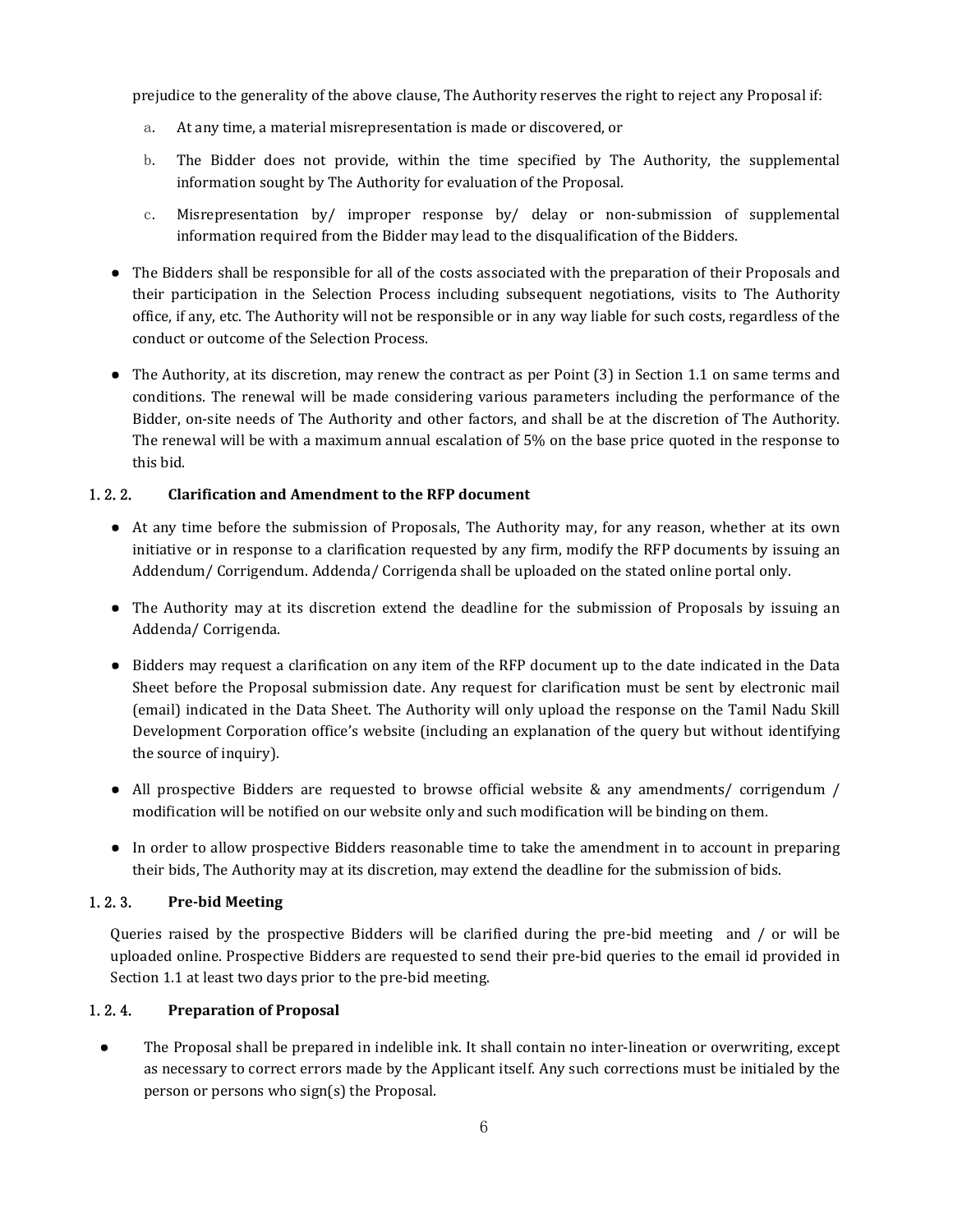prejudice to the generality of the above clause, The Authority reserves the right to reject any Proposal if:

a. At any time, a material misrepresentation is made or discovered, or
b. The Bidder does not provide, within the time specified by The Authority, the supplemental information sought by The Authority for evaluation of the Proposal.
c. Misrepresentation by/ improper response by/ delay or non-submission of supplemental information required from the Bidder may lead to the disqualification of the Bidders.

- The Bidders shall be responsible for all of the costs associated with the preparation of their Proposals and their participation in the Selection Process including subsequent negotiations, visits to The Authority office, if any, etc. The Authority will not be responsible or in any way liable for such costs, regardless of the conduct or outcome of the Selection Process.
- The Authority, at its discretion, may renew the contract as per Point (3) in Section 1.1 on same terms and conditions. The renewal will be made considering various parameters including the performance of the Bidder, on-site needs of The Authority and other factors, and shall be at the discretion of The Authority. The renewal will be with a maximum annual escalation of 5% on the base price quoted in the response to this bid.

### 1.2.2. Clarification and Amendment to the RFP document

- At any time before the submission of Proposals, The Authority may, for any reason, whether at its own initiative or in response to a clarification requested by any firm, modify the RFP documents by issuing an Addendum/ Corrigendum. Addenda/ Corrigenda shall be uploaded on the stated online portal only.
- The Authority may at its discretion extend the deadline for the submission of Proposals by issuing an Addenda/ Corrigenda.
- Bidders may request a clarification on any item of the RFP document up to the date indicated in the Data Sheet before the Proposal submission date. Any request for clarification must be sent by electronic mail (email) indicated in the Data Sheet. The Authority will only upload the response on the Tamil Nadu Skill Development Corporation office's website (including an explanation of the query but without identifying the source of inquiry).
- All prospective Bidders are requested to browse official website & any amendments/ corrigendum / modification will be notified on our website only and such modification will be binding on them.
- In order to allow prospective Bidders reasonable time to take the amendment in to account in preparing their bids, The Authority may at its discretion, may extend the deadline for the submission of bids.

### 1.2.3. Pre-bid Meeting

Queries raised by the prospective Bidders will be clarified during the pre-bid meeting and / or will be uploaded online. Prospective Bidders are requested to send their pre-bid queries to the email id provided in Section 1.1 at least two days prior to the pre-bid meeting.

### 1.2.4. Preparation of Proposal

- The Proposal shall be prepared in indelible ink. It shall contain no inter-lineation or overwriting, except as necessary to correct errors made by the Applicant itself. Any such corrections must be initialed by the person or persons who sign(s) the Proposal.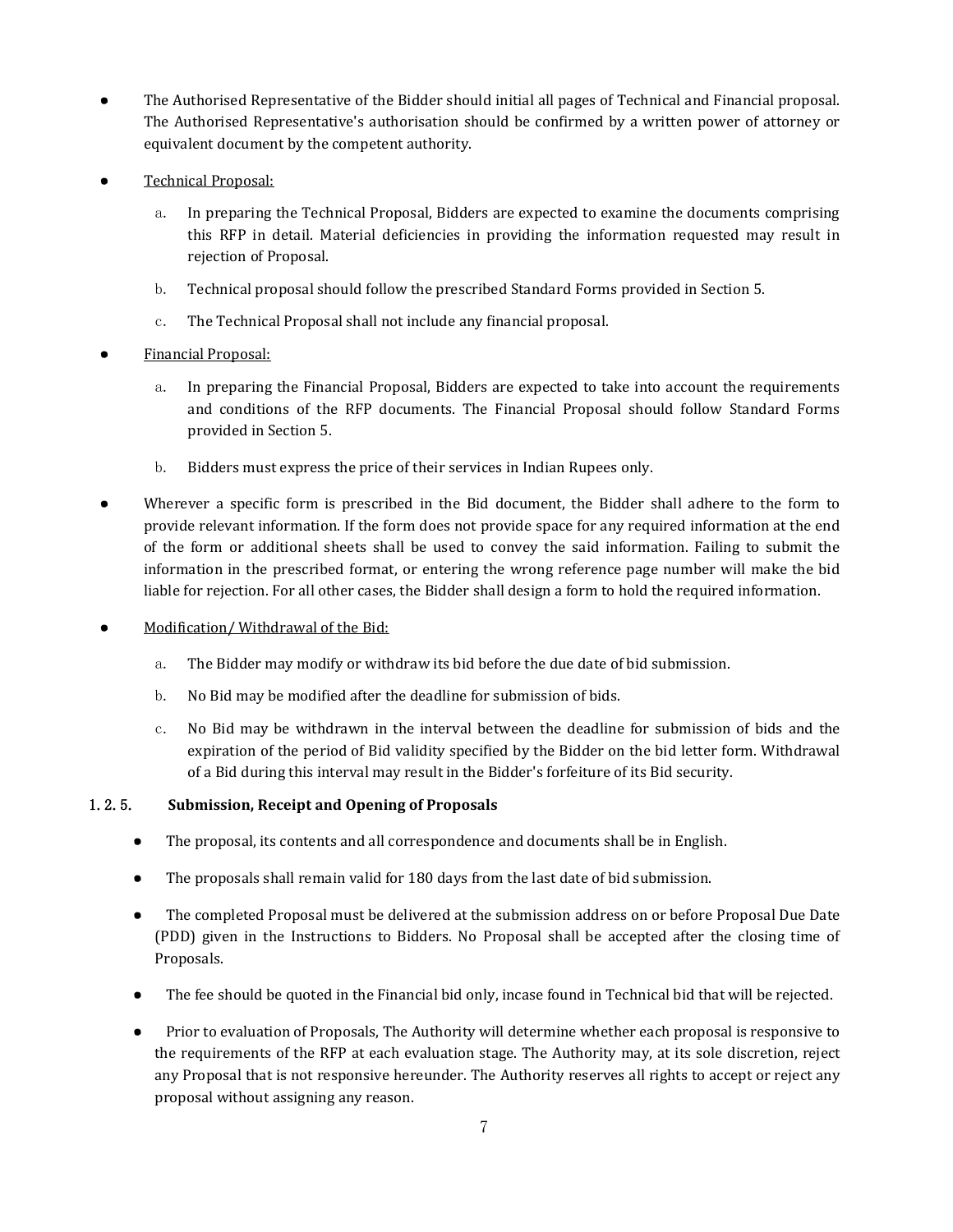- The Authorised Representative of the Bidder should initial all pages of Technical and Financial proposal. The Authorised Representative's authorisation should be confirmed by a written power of attorney or equivalent document by the competent authority.

- Technical Proposal:

  a. In preparing the Technical Proposal, Bidders are expected to examine the documents comprising this RFP in detail. Material deficiencies in providing the information requested may result in rejection of Proposal.

  b. Technical proposal should follow the prescribed Standard Forms provided in Section 5.

  c. The Technical Proposal shall not include any financial proposal.

- Financial Proposal:

  a. In preparing the Financial Proposal, Bidders are expected to take into account the requirements and conditions of the RFP documents. The Financial Proposal should follow Standard Forms provided in Section 5.

  b. Bidders must express the price of their services in Indian Rupees only.

- Wherever a specific form is prescribed in the Bid document, the Bidder shall adhere to the form to provide relevant information. If the form does not provide space for any required information at the end of the form or additional sheets shall be used to convey the said information. Failing to submit the information in the prescribed format, or entering the wrong reference page number will make the bid liable for rejection. For all other cases, the Bidder shall design a form to hold the required information.

- Modification/ Withdrawal of the Bid:

  a. The Bidder may modify or withdraw its bid before the due date of bid submission.

  b. No Bid may be modified after the deadline for submission of bids.

  c. No Bid may be withdrawn in the interval between the deadline for submission of bids and the expiration of the period of Bid validity specified by the Bidder on the bid letter form. Withdrawal of a Bid during this interval may result in the Bidder's forfeiture of its Bid security.

### 1. 2. 5. Submission, Receipt and Opening of Proposals

- The proposal, its contents and all correspondence and documents shall be in English.

- The proposals shall remain valid for 180 days from the last date of bid submission.

- The completed Proposal must be delivered at the submission address on or before Proposal Due Date (PDD) given in the Instructions to Bidders. No Proposal shall be accepted after the closing time of Proposals.

- The fee should be quoted in the Financial bid only, incase found in Technical bid that will be rejected.

- Prior to evaluation of Proposals, The Authority will determine whether each proposal is responsive to the requirements of the RFP at each evaluation stage. The Authority may, at its sole discretion, reject any Proposal that is not responsive hereunder. The Authority reserves all rights to accept or reject any proposal without assigning any reason.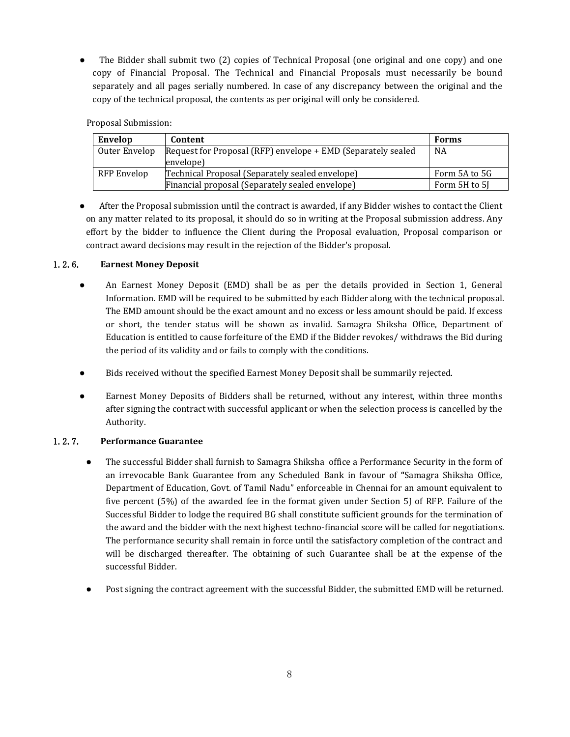- The Bidder shall submit two (2) copies of Technical Proposal (one original and one copy) and one copy of Financial Proposal. The Technical and Financial Proposals must necessarily be bound separately and all pages serially numbered. In case of any discrepancy between the original and the copy of the technical proposal, the contents as per original will only be considered.

Proposal Submission:

| Envelop | Content | Forms |
|---|---|---|
| Outer Envelop | Request for Proposal (RFP) envelope + EMD (Separately sealed envelope) | NA |
| RFP Envelop | Technical Proposal (Separately sealed envelope) | Form 5A to 5G |
| | Financial proposal (Separately sealed envelope) | Form 5H to 5J |

- After the Proposal submission until the contract is awarded, if any Bidder wishes to contact the Client on any matter related to its proposal, it should do so in writing at the Proposal submission address. Any effort by the bidder to influence the Client during the Proposal evaluation, Proposal comparison or contract award decisions may result in the rejection of the Bidder's proposal.

### 1. 2. 6. Earnest Money Deposit

- An Earnest Money Deposit (EMD) shall be as per the details provided in Section 1, General Information. EMD will be required to be submitted by each Bidder along with the technical proposal. The EMD amount should be the exact amount and no excess or less amount should be paid. If excess or short, the tender status will be shown as invalid. Samagra Shiksha Office, Department of Education is entitled to cause forfeiture of the EMD if the Bidder revokes/ withdraws the Bid during the period of its validity and or fails to comply with the conditions.
- Bids received without the specified Earnest Money Deposit shall be summarily rejected.
- Earnest Money Deposits of Bidders shall be returned, without any interest, within three months after signing the contract with successful applicant or when the selection process is cancelled by the Authority.

### 1. 2. 7. Performance Guarantee

- The successful Bidder shall furnish to Samagra Shiksha office a Performance Security in the form of an irrevocable Bank Guarantee from any Scheduled Bank in favour of "Samagra Shiksha Office, Department of Education, Govt. of Tamil Nadu" enforceable in Chennai for an amount equivalent to five percent (5%) of the awarded fee in the format given under Section 5J of RFP. Failure of the Successful Bidder to lodge the required BG shall constitute sufficient grounds for the termination of the award and the bidder with the next highest techno-financial score will be called for negotiations. The performance security shall remain in force until the satisfactory completion of the contract and will be discharged thereafter. The obtaining of such Guarantee shall be at the expense of the successful Bidder.
- Post signing the contract agreement with the successful Bidder, the submitted EMD will be returned.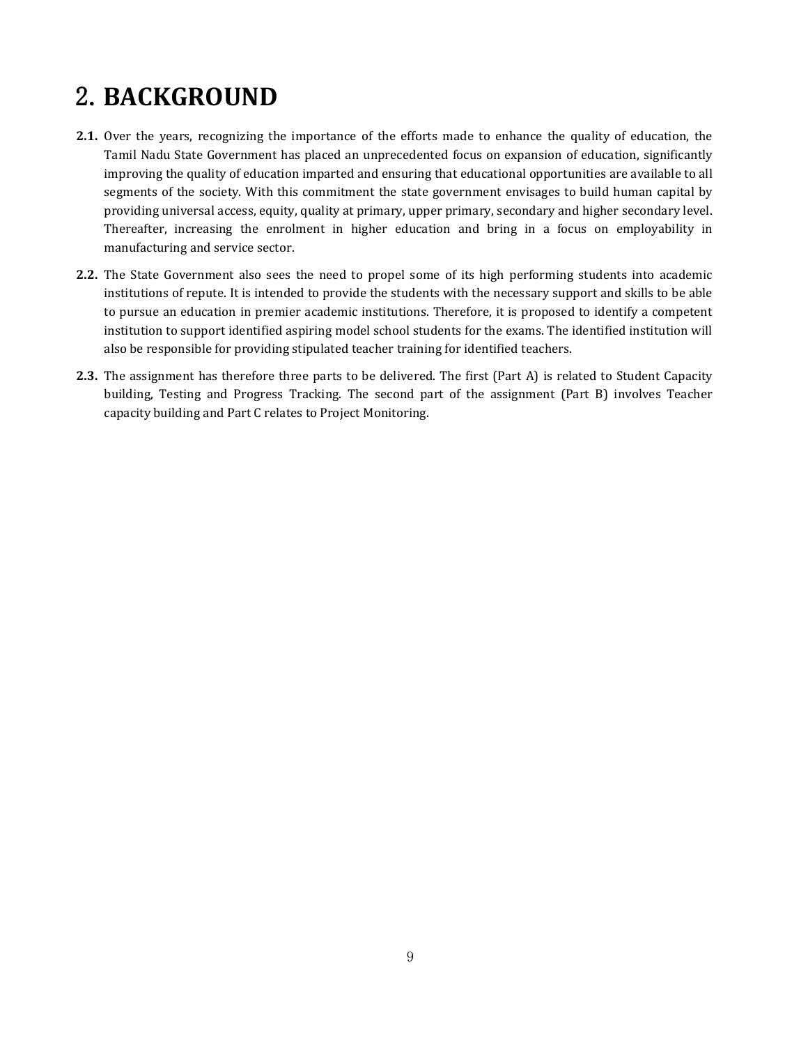# 2. BACKGROUND

**2.1.** Over the years, recognizing the importance of the efforts made to enhance the quality of education, the Tamil Nadu State Government has placed an unprecedented focus on expansion of education, significantly improving the quality of education imparted and ensuring that educational opportunities are available to all segments of the society. With this commitment the state government envisages to build human capital by providing universal access, equity, quality at primary, upper primary, secondary and higher secondary level. Thereafter, increasing the enrolment in higher education and bring in a focus on employability in manufacturing and service sector.

**2.2.** The State Government also sees the need to propel some of its high performing students into academic institutions of repute. It is intended to provide the students with the necessary support and skills to be able to pursue an education in premier academic institutions. Therefore, it is proposed to identify a competent institution to support identified aspiring model school students for the exams. The identified institution will also be responsible for providing stipulated teacher training for identified teachers.

**2.3.** The assignment has therefore three parts to be delivered. The first (Part A) is related to Student Capacity building, Testing and Progress Tracking. The second part of the assignment (Part B) involves Teacher capacity building and Part C relates to Project Monitoring.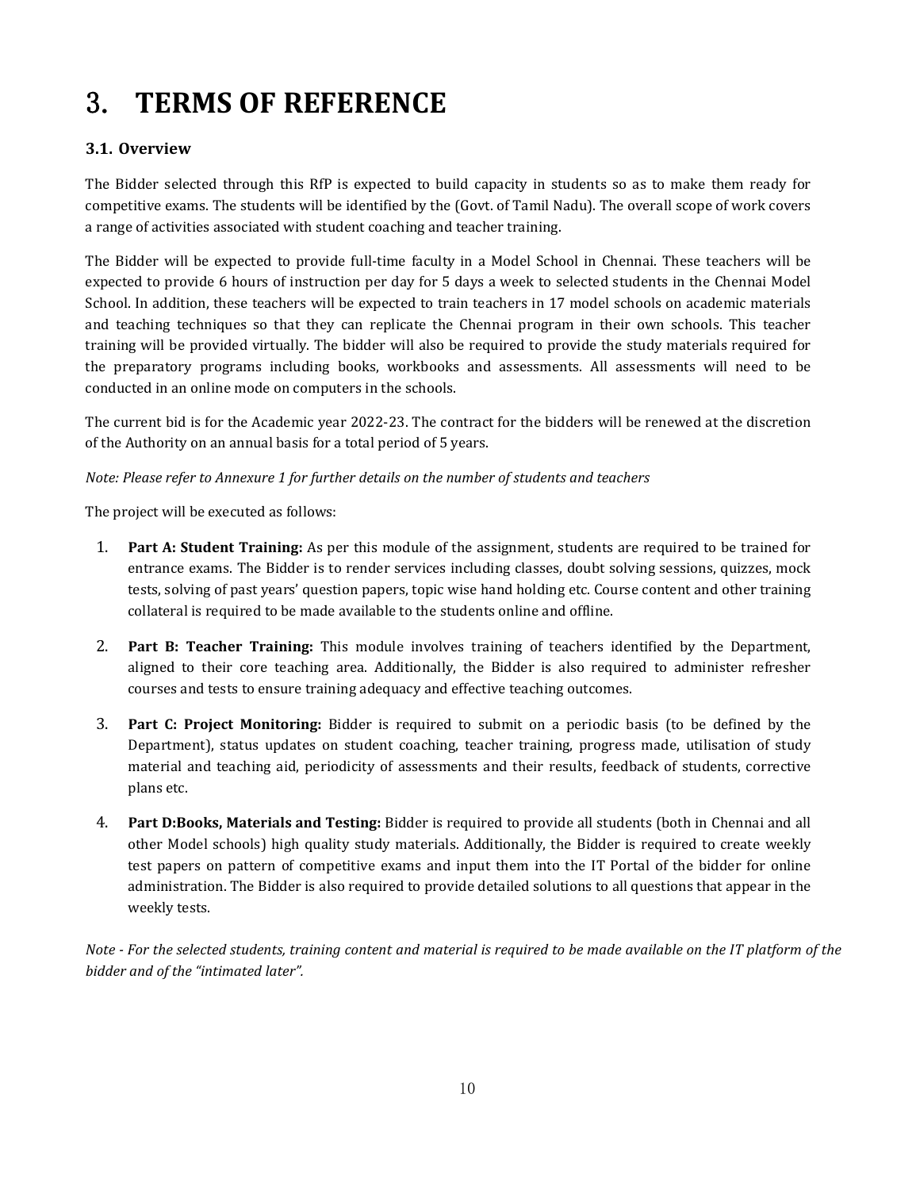# 3. TERMS OF REFERENCE

## 3.1. Overview

The Bidder selected through this RfP is expected to build capacity in students so as to make them ready for competitive exams. The students will be identified by the (Govt. of Tamil Nadu). The overall scope of work covers a range of activities associated with student coaching and teacher training.

The Bidder will be expected to provide full-time faculty in a Model School in Chennai. These teachers will be expected to provide 6 hours of instruction per day for 5 days a week to selected students in the Chennai Model School. In addition, these teachers will be expected to train teachers in 17 model schools on academic materials and teaching techniques so that they can replicate the Chennai program in their own schools. This teacher training will be provided virtually. The bidder will also be required to provide the study materials required for the preparatory programs including books, workbooks and assessments. All assessments will need to be conducted in an online mode on computers in the schools.

The current bid is for the Academic year 2022-23. The contract for the bidders will be renewed at the discretion of the Authority on an annual basis for a total period of 5 years.

*Note: Please refer to Annexure 1 for further details on the number of students and teachers*

The project will be executed as follows:

1. **Part A: Student Training:** As per this module of the assignment, students are required to be trained for entrance exams. The Bidder is to render services including classes, doubt solving sessions, quizzes, mock tests, solving of past years' question papers, topic wise hand holding etc. Course content and other training collateral is required to be made available to the students online and offline.
2. **Part B: Teacher Training:** This module involves training of teachers identified by the Department, aligned to their core teaching area. Additionally, the Bidder is also required to administer refresher courses and tests to ensure training adequacy and effective teaching outcomes.
3. **Part C: Project Monitoring:** Bidder is required to submit on a periodic basis (to be defined by the Department), status updates on student coaching, teacher training, progress made, utilisation of study material and teaching aid, periodicity of assessments and their results, feedback of students, corrective plans etc.
4. **Part D:Books, Materials and Testing:** Bidder is required to provide all students (both in Chennai and all other Model schools) high quality study materials. Additionally, the Bidder is required to create weekly test papers on pattern of competitive exams and input them into the IT Portal of the bidder for online administration. The Bidder is also required to provide detailed solutions to all questions that appear in the weekly tests.

*Note - For the selected students, training content and material is required to be made available on the IT platform of the bidder and of the "intimated later".*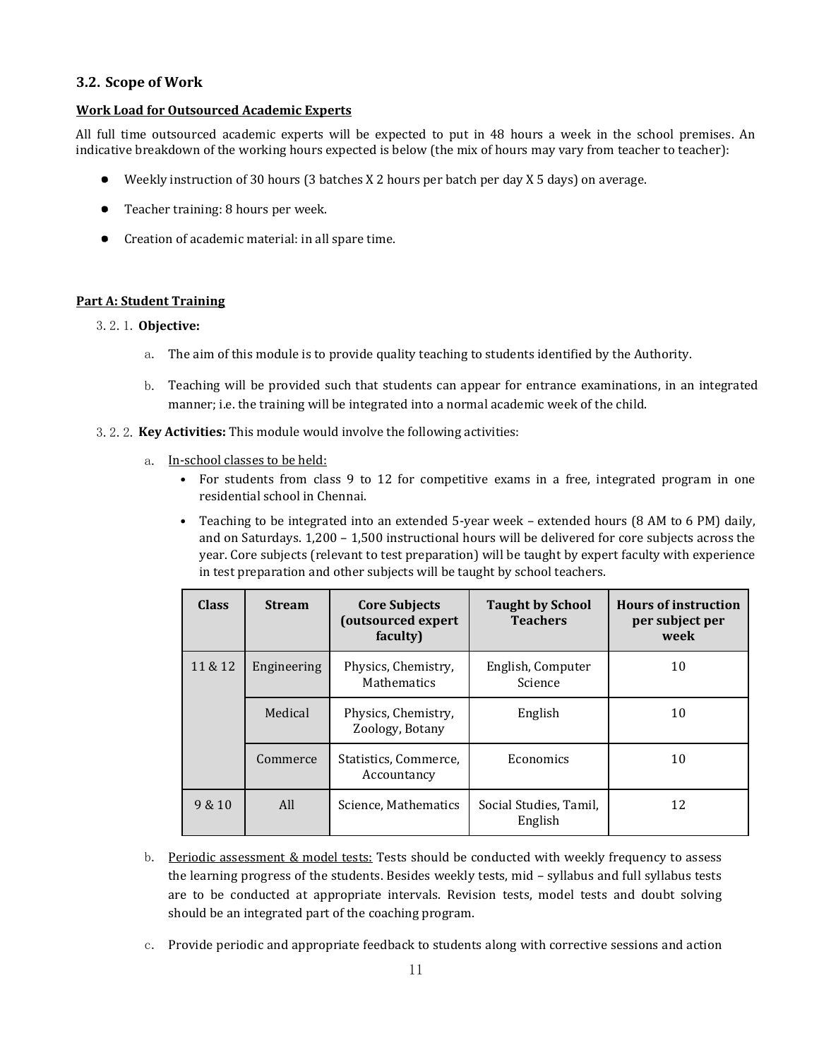### 3.2. Scope of Work

**Work Load for Outsourced Academic Experts**

All full time outsourced academic experts will be expected to put in 48 hours a week in the school premises. An indicative breakdown of the working hours expected is below (the mix of hours may vary from teacher to teacher):

- Weekly instruction of 30 hours (3 batches X 2 hours per batch per day X 5 days) on average.
- Teacher training: 8 hours per week.
- Creation of academic material: in all spare time.

**Part A: Student Training**

3.2.1. **Objective:**

a. The aim of this module is to provide quality teaching to students identified by the Authority.

b. Teaching will be provided such that students can appear for entrance examinations, in an integrated manner; i.e. the training will be integrated into a normal academic week of the child.

3.2.2. **Key Activities:** This module would involve the following activities:

a. In-school classes to be held:
   - For students from class 9 to 12 for competitive exams in a free, integrated program in one residential school in Chennai.
   - Teaching to be integrated into an extended 5-year week – extended hours (8 AM to 6 PM) daily, and on Saturdays. 1,200 – 1,500 instructional hours will be delivered for core subjects across the year. Core subjects (relevant to test preparation) will be taught by expert faculty with experience in test preparation and other subjects will be taught by school teachers.

| Class | Stream | Core Subjects (outsourced expert faculty) | Taught by School Teachers | Hours of instruction per subject per week |
|---|---|---|---|---|
| 11 & 12 | Engineering | Physics, Chemistry, Mathematics | English, Computer Science | 10 |
| | Medical | Physics, Chemistry, Zoology, Botany | English | 10 |
| | Commerce | Statistics, Commerce, Accountancy | Economics | 10 |
| 9 & 10 | All | Science, Mathematics | Social Studies, Tamil, English | 12 |

b. Periodic assessment & model tests: Tests should be conducted with weekly frequency to assess the learning progress of the students. Besides weekly tests, mid – syllabus and full syllabus tests are to be conducted at appropriate intervals. Revision tests, model tests and doubt solving should be an integrated part of the coaching program.

c. Provide periodic and appropriate feedback to students along with corrective sessions and action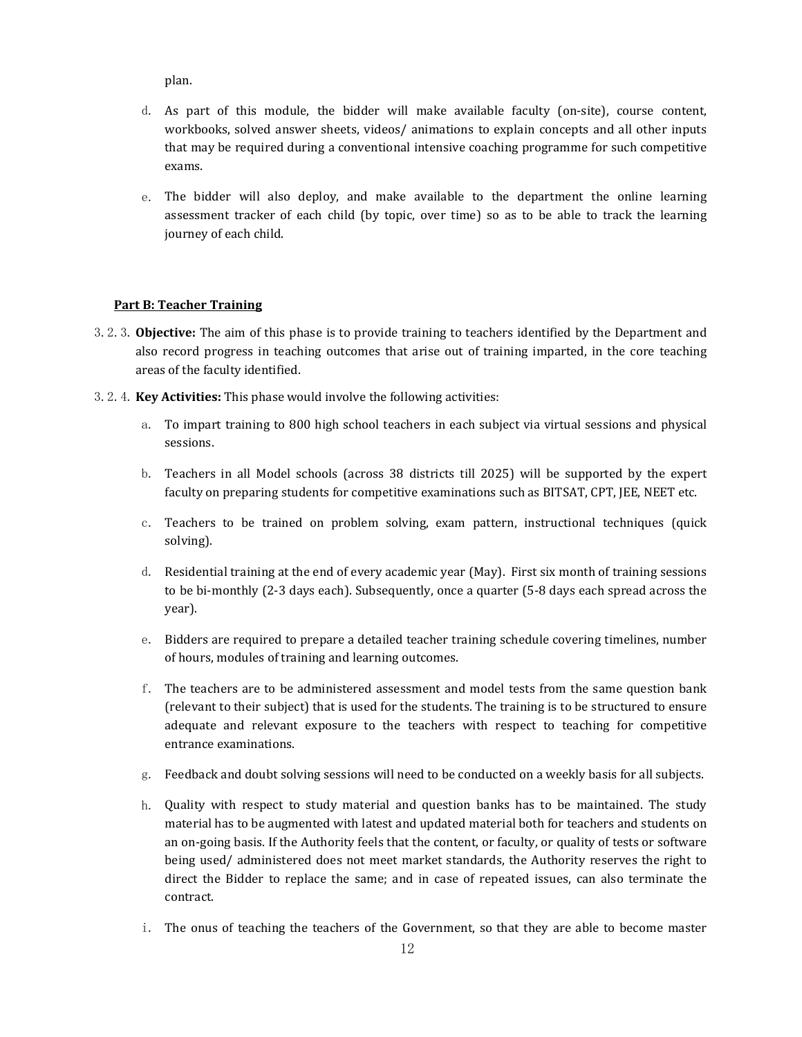plan.

d. As part of this module, the bidder will make available faculty (on-site), course content, workbooks, solved answer sheets, videos/ animations to explain concepts and all other inputs that may be required during a conventional intensive coaching programme for such competitive exams.

e. The bidder will also deploy, and make available to the department the online learning assessment tracker of each child (by topic, over time) so as to be able to track the learning journey of each child.

**Part B: Teacher Training**

3. 2. 3. **Objective:** The aim of this phase is to provide training to teachers identified by the Department and also record progress in teaching outcomes that arise out of training imparted, in the core teaching areas of the faculty identified.

3. 2. 4. **Key Activities:** This phase would involve the following activities:

a. To impart training to 800 high school teachers in each subject via virtual sessions and physical sessions.

b. Teachers in all Model schools (across 38 districts till 2025) will be supported by the expert faculty on preparing students for competitive examinations such as BITSAT, CPT, JEE, NEET etc.

c. Teachers to be trained on problem solving, exam pattern, instructional techniques (quick solving).

d. Residential training at the end of every academic year (May). First six month of training sessions to be bi-monthly (2-3 days each). Subsequently, once a quarter (5-8 days each spread across the year).

e. Bidders are required to prepare a detailed teacher training schedule covering timelines, number of hours, modules of training and learning outcomes.

f. The teachers are to be administered assessment and model tests from the same question bank (relevant to their subject) that is used for the students. The training is to be structured to ensure adequate and relevant exposure to the teachers with respect to teaching for competitive entrance examinations.

g. Feedback and doubt solving sessions will need to be conducted on a weekly basis for all subjects.

h. Quality with respect to study material and question banks has to be maintained. The study material has to be augmented with latest and updated material both for teachers and students on an on-going basis. If the Authority feels that the content, or faculty, or quality of tests or software being used/ administered does not meet market standards, the Authority reserves the right to direct the Bidder to replace the same; and in case of repeated issues, can also terminate the contract.

i. The onus of teaching the teachers of the Government, so that they are able to become master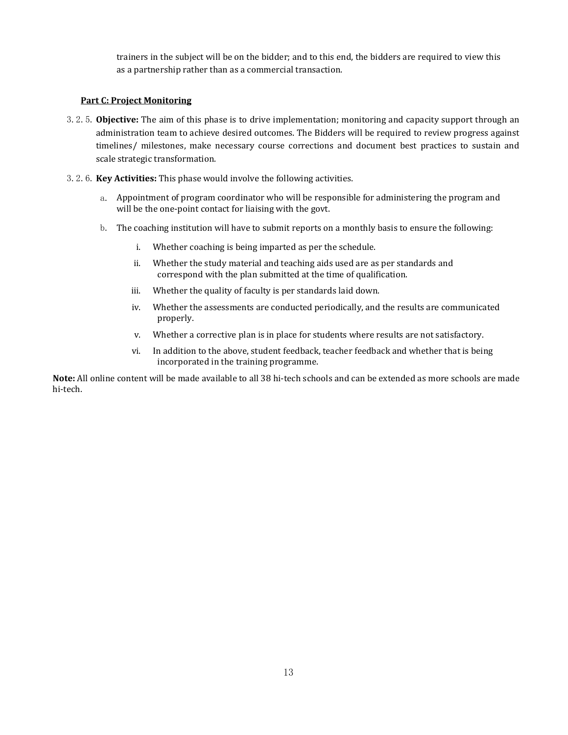trainers in the subject will be on the bidder; and to this end, the bidders are required to view this as a partnership rather than as a commercial transaction.

**Part C: Project Monitoring**

3.2.5. **Objective:** The aim of this phase is to drive implementation; monitoring and capacity support through an administration team to achieve desired outcomes. The Bidders will be required to review progress against timelines/ milestones, make necessary course corrections and document best practices to sustain and scale strategic transformation.

3.2.6. **Key Activities:** This phase would involve the following activities.

a. Appointment of program coordinator who will be responsible for administering the program and will be the one-point contact for liaising with the govt.

b. The coaching institution will have to submit reports on a monthly basis to ensure the following:

   i. Whether coaching is being imparted as per the schedule.

   ii. Whether the study material and teaching aids used are as per standards and correspond with the plan submitted at the time of qualification.

   iii. Whether the quality of faculty is per standards laid down.

   iv. Whether the assessments are conducted periodically, and the results are communicated properly.

   v. Whether a corrective plan is in place for students where results are not satisfactory.

   vi. In addition to the above, student feedback, teacher feedback and whether that is being incorporated in the training programme.

**Note:** All online content will be made available to all 38 hi-tech schools and can be extended as more schools are made hi-tech.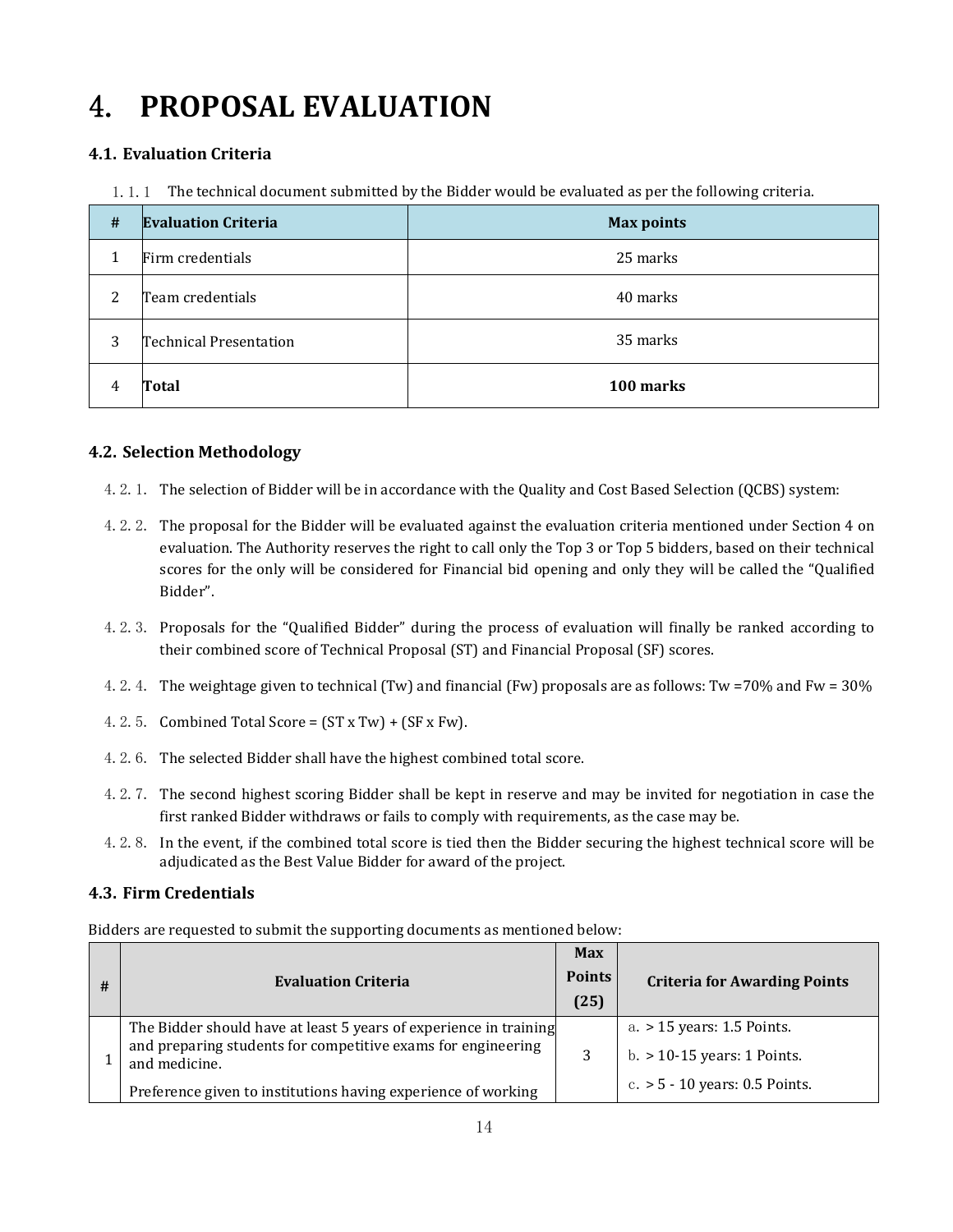# 4. PROPOSAL EVALUATION

### 4.1. Evaluation Criteria

1.1.1 The technical document submitted by the Bidder would be evaluated as per the following criteria.

| # | Evaluation Criteria | Max points |
|---|---|---|
| 1 | Firm credentials | 25 marks |
| 2 | Team credentials | 40 marks |
| 3 | Technical Presentation | 35 marks |
| 4 | **Total** | **100 marks** |

### 4.2. Selection Methodology

4.2.1. The selection of Bidder will be in accordance with the Quality and Cost Based Selection (QCBS) system:

4.2.2. The proposal for the Bidder will be evaluated against the evaluation criteria mentioned under Section 4 on evaluation. The Authority reserves the right to call only the Top 3 or Top 5 bidders, based on their technical scores for the only will be considered for Financial bid opening and only they will be called the "Qualified Bidder".

4.2.3. Proposals for the "Qualified Bidder" during the process of evaluation will finally be ranked according to their combined score of Technical Proposal (ST) and Financial Proposal (SF) scores.

4.2.4. The weightage given to technical (Tw) and financial (Fw) proposals are as follows: Tw =70% and Fw = 30%

4.2.5. Combined Total Score = (ST x Tw) + (SF x Fw).

4.2.6. The selected Bidder shall have the highest combined total score.

4.2.7. The second highest scoring Bidder shall be kept in reserve and may be invited for negotiation in case the first ranked Bidder withdraws or fails to comply with requirements, as the case may be.

4.2.8. In the event, if the combined total score is tied then the Bidder securing the highest technical score will be adjudicated as the Best Value Bidder for award of the project.

### 4.3. Firm Credentials

Bidders are requested to submit the supporting documents as mentioned below:

| # | Evaluation Criteria | Max Points (25) | Criteria for Awarding Points |
|---|---|---|---|
| 1 | The Bidder should have at least 5 years of experience in training and preparing students for competitive exams for engineering and medicine.<br><br>Preference given to institutions having experience of working | 3 | a. > 15 years: 1.5 Points.<br>b. > 10-15 years: 1 Points.<br>c. > 5 - 10 years: 0.5 Points. |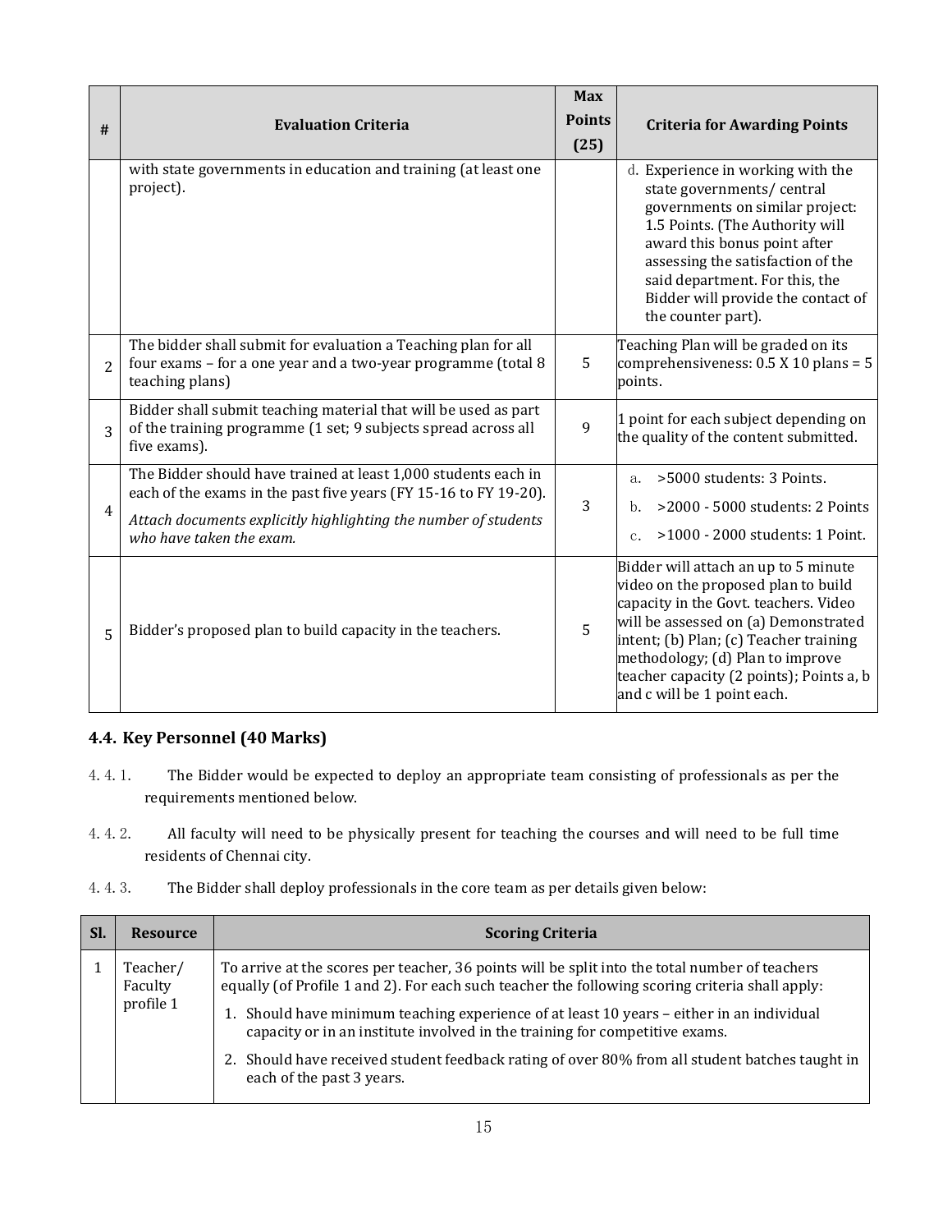| # | Evaluation Criteria | Max Points (25) | Criteria for Awarding Points |
|---|---|---|---|
| | with state governments in education and training (at least one project). | | d. Experience in working with the state governments/ central governments on similar project: 1.5 Points. (The Authority will award this bonus point after assessing the satisfaction of the said department. For this, the Bidder will provide the contact of the counter part). |
| 2 | The bidder shall submit for evaluation a Teaching plan for all four exams – for a one year and a two-year programme (total 8 teaching plans) | 5 | Teaching Plan will be graded on its comprehensiveness: 0.5 X 10 plans = 5 points. |
| 3 | Bidder shall submit teaching material that will be used as part of the training programme (1 set; 9 subjects spread across all five exams). | 9 | 1 point for each subject depending on the quality of the content submitted. |
| 4 | The Bidder should have trained at least 1,000 students each in each of the exams in the past five years (FY 15-16 to FY 19-20). *Attach documents explicitly highlighting the number of students who have taken the exam.* | 3 | a. >5000 students: 3 Points. b. >2000 - 5000 students: 2 Points c. >1000 - 2000 students: 1 Point. |
| 5 | Bidder's proposed plan to build capacity in the teachers. | 5 | Bidder will attach an up to 5 minute video on the proposed plan to build capacity in the Govt. teachers. Video will be assessed on (a) Demonstrated intent; (b) Plan; (c) Teacher training methodology; (d) Plan to improve teacher capacity (2 points); Points a, b and c will be 1 point each. |

### 4.4. Key Personnel (40 Marks)

4.4.1. The Bidder would be expected to deploy an appropriate team consisting of professionals as per the requirements mentioned below.

4.4.2. All faculty will need to be physically present for teaching the courses and will need to be full time residents of Chennai city.

4.4.3. The Bidder shall deploy professionals in the core team as per details given below:

| Sl. | Resource | Scoring Criteria |
|---|---|---|
| 1 | Teacher/ Faculty profile 1 | To arrive at the scores per teacher, 36 points will be split into the total number of teachers equally (of Profile 1 and 2). For each such teacher the following scoring criteria shall apply: 1. Should have minimum teaching experience of at least 10 years – either in an individual capacity or in an institute involved in the training for competitive exams. 2. Should have received student feedback rating of over 80% from all student batches taught in each of the past 3 years. |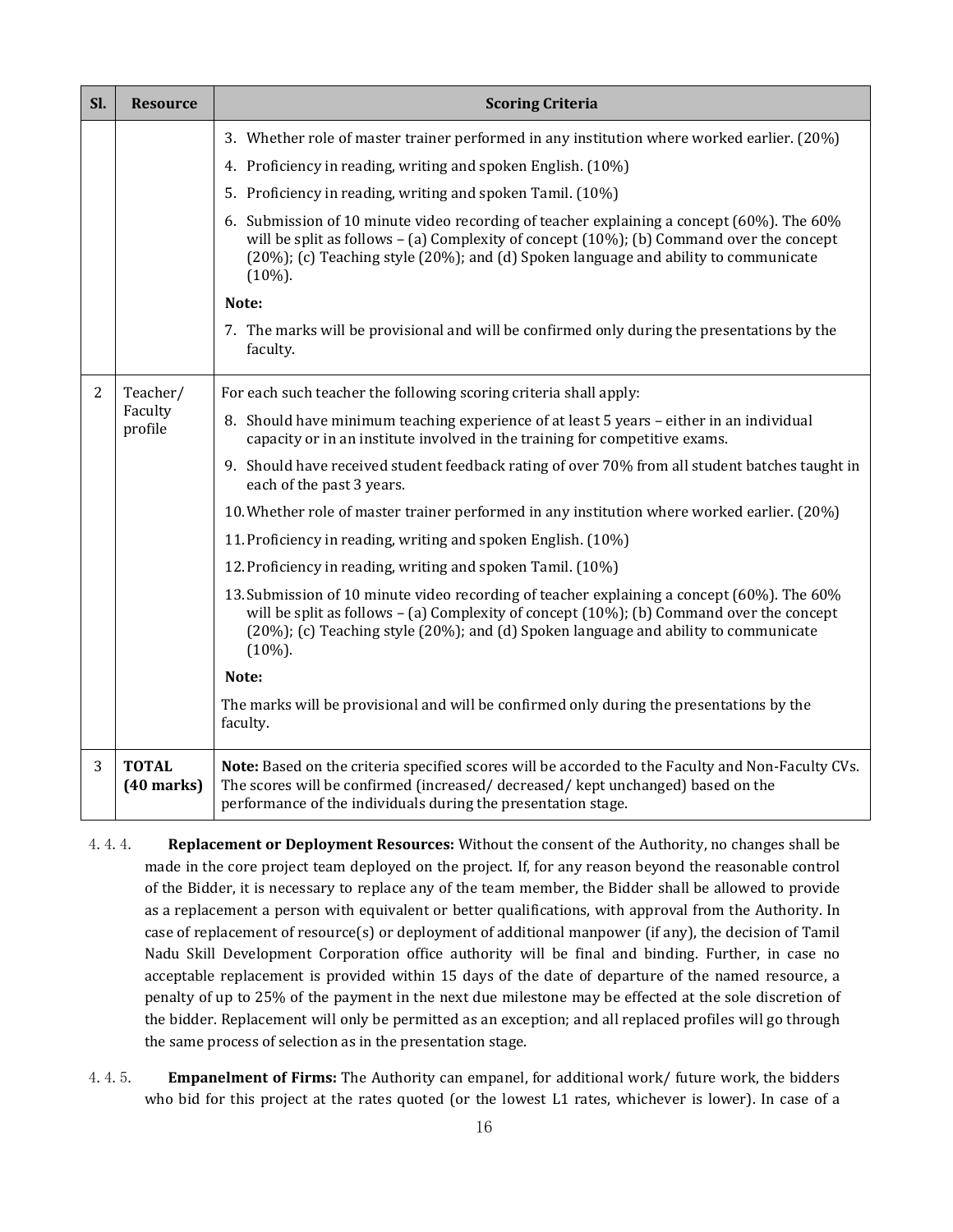| Sl. | Resource | Scoring Criteria |
|---|---|---|
| | | 3. Whether role of master trainer performed in any institution where worked earlier. (20%)<br>4. Proficiency in reading, writing and spoken English. (10%)<br>5. Proficiency in reading, writing and spoken Tamil. (10%)<br>6. Submission of 10 minute video recording of teacher explaining a concept (60%). The 60% will be split as follows – (a) Complexity of concept (10%); (b) Command over the concept (20%); (c) Teaching style (20%); and (d) Spoken language and ability to communicate (10%).<br>**Note:**<br>7. The marks will be provisional and will be confirmed only during the presentations by the faculty. |
| 2 | Teacher/ Faculty profile | For each such teacher the following scoring criteria shall apply:<br>8. Should have minimum teaching experience of at least 5 years – either in an individual capacity or in an institute involved in the training for competitive exams.<br>9. Should have received student feedback rating of over 70% from all student batches taught in each of the past 3 years.<br>10. Whether role of master trainer performed in any institution where worked earlier. (20%)<br>11. Proficiency in reading, writing and spoken English. (10%)<br>12. Proficiency in reading, writing and spoken Tamil. (10%)<br>13. Submission of 10 minute video recording of teacher explaining a concept (60%). The 60% will be split as follows – (a) Complexity of concept (10%); (b) Command over the concept (20%); (c) Teaching style (20%); and (d) Spoken language and ability to communicate (10%).<br>**Note:**<br>The marks will be provisional and will be confirmed only during the presentations by the faculty. |
| 3 | **TOTAL (40 marks)** | **Note:** Based on the criteria specified scores will be accorded to the Faculty and Non-Faculty CVs. The scores will be confirmed (increased/ decreased/ kept unchanged) based on the performance of the individuals during the presentation stage. |

4.4.4. **Replacement or Deployment Resources:** Without the consent of the Authority, no changes shall be made in the core project team deployed on the project. If, for any reason beyond the reasonable control of the Bidder, it is necessary to replace any of the team member, the Bidder shall be allowed to provide as a replacement a person with equivalent or better qualifications, with approval from the Authority. In case of replacement of resource(s) or deployment of additional manpower (if any), the decision of Tamil Nadu Skill Development Corporation office authority will be final and binding. Further, in case no acceptable replacement is provided within 15 days of the date of departure of the named resource, a penalty of up to 25% of the payment in the next due milestone may be effected at the sole discretion of the bidder. Replacement will only be permitted as an exception; and all replaced profiles will go through the same process of selection as in the presentation stage.

4.4.5. **Empanelment of Firms:** The Authority can empanel, for additional work/ future work, the bidders who bid for this project at the rates quoted (or the lowest L1 rates, whichever is lower). In case of a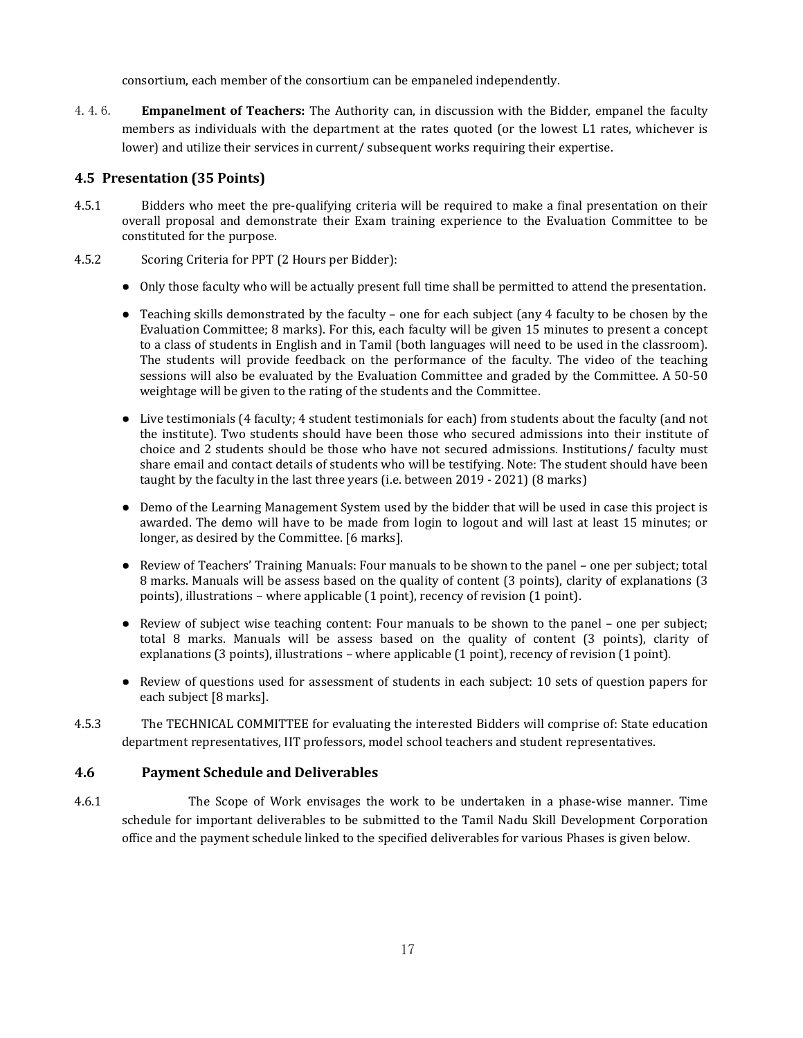consortium, each member of the consortium can be empaneled independently.

4.4.6. **Empanelment of Teachers:** The Authority can, in discussion with the Bidder, empanel the faculty members as individuals with the department at the rates quoted (or the lowest L1 rates, whichever is lower) and utilize their services in current/ subsequent works requiring their expertise.

## 4.5 Presentation (35 Points)

4.5.1 Bidders who meet the pre-qualifying criteria will be required to make a final presentation on their overall proposal and demonstrate their Exam training experience to the Evaluation Committee to be constituted for the purpose.

4.5.2 Scoring Criteria for PPT (2 Hours per Bidder):

- Only those faculty who will be actually present full time shall be permitted to attend the presentation.
- Teaching skills demonstrated by the faculty – one for each subject (any 4 faculty to be chosen by the Evaluation Committee; 8 marks). For this, each faculty will be given 15 minutes to present a concept to a class of students in English and in Tamil (both languages will need to be used in the classroom). The students will provide feedback on the performance of the faculty. The video of the teaching sessions will also be evaluated by the Evaluation Committee and graded by the Committee. A 50-50 weightage will be given to the rating of the students and the Committee.
- Live testimonials (4 faculty; 4 student testimonials for each) from students about the faculty (and not the institute). Two students should have been those who secured admissions into their institute of choice and 2 students should be those who have not secured admissions. Institutions/ faculty must share email and contact details of students who will be testifying. Note: The student should have been taught by the faculty in the last three years (i.e. between 2019 - 2021) (8 marks)
- Demo of the Learning Management System used by the bidder that will be used in case this project is awarded. The demo will have to be made from login to logout and will last at least 15 minutes; or longer, as desired by the Committee. [6 marks].
- Review of Teachers' Training Manuals: Four manuals to be shown to the panel – one per subject; total 8 marks. Manuals will be assess based on the quality of content (3 points), clarity of explanations (3 points), illustrations – where applicable (1 point), recency of revision (1 point).
- Review of subject wise teaching content: Four manuals to be shown to the panel – one per subject; total 8 marks. Manuals will be assess based on the quality of content (3 points), clarity of explanations (3 points), illustrations – where applicable (1 point), recency of revision (1 point).
- Review of questions used for assessment of students in each subject: 10 sets of question papers for each subject [8 marks].

4.5.3 The TECHNICAL COMMITTEE for evaluating the interested Bidders will comprise of: State education department representatives, IIT professors, model school teachers and student representatives.

## 4.6 Payment Schedule and Deliverables

4.6.1 The Scope of Work envisages the work to be undertaken in a phase-wise manner. Time schedule for important deliverables to be submitted to the Tamil Nadu Skill Development Corporation office and the payment schedule linked to the specified deliverables for various Phases is given below.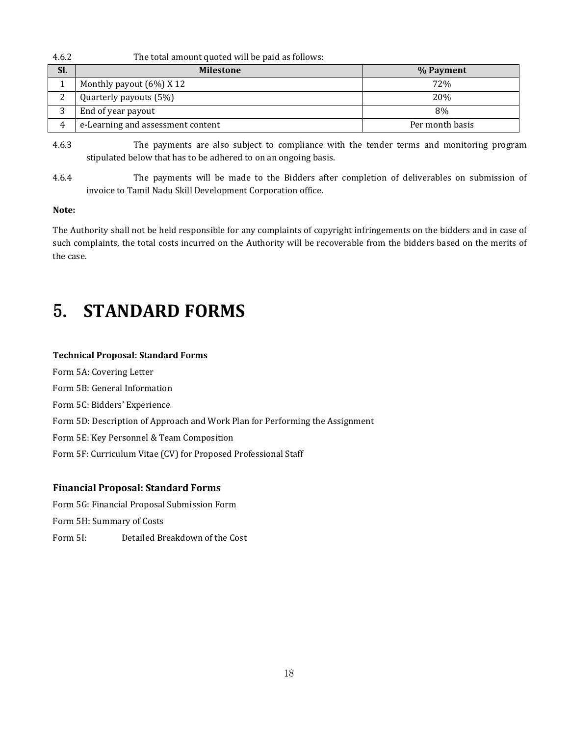4.6.2 The total amount quoted will be paid as follows:

| Sl. | Milestone | % Payment |
|---|---|---|
| 1 | Monthly payout (6%) X 12 | 72% |
| 2 | Quarterly payouts (5%) | 20% |
| 3 | End of year payout | 8% |
| 4 | e-Learning and assessment content | Per month basis |

4.6.3 The payments are also subject to compliance with the tender terms and monitoring program stipulated below that has to be adhered to on an ongoing basis.

4.6.4 The payments will be made to the Bidders after completion of deliverables on submission of invoice to Tamil Nadu Skill Development Corporation office.

**Note:**

The Authority shall not be held responsible for any complaints of copyright infringements on the bidders and in case of such complaints, the total costs incurred on the Authority will be recoverable from the bidders based on the merits of the case.

# 5. STANDARD FORMS

**Technical Proposal: Standard Forms**

Form 5A: Covering Letter

Form 5B: General Information

Form 5C: Bidders' Experience

Form 5D: Description of Approach and Work Plan for Performing the Assignment

Form 5E: Key Personnel & Team Composition

Form 5F: Curriculum Vitae (CV) for Proposed Professional Staff

**Financial Proposal: Standard Forms**

Form 5G: Financial Proposal Submission Form

Form 5H: Summary of Costs

Form 5I: Detailed Breakdown of the Cost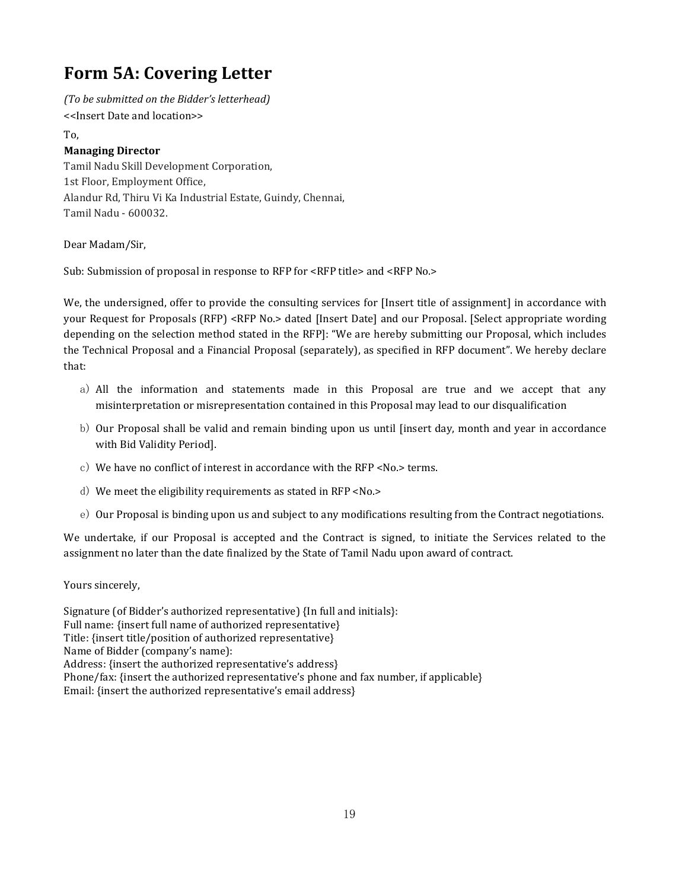# Form 5A: Covering Letter

*(To be submitted on the Bidder's letterhead)*

<<Insert Date and location>>

To,

**Managing Director**

Tamil Nadu Skill Development Corporation,
1st Floor, Employment Office,
Alandur Rd, Thiru Vi Ka Industrial Estate, Guindy, Chennai,
Tamil Nadu - 600032.

Dear Madam/Sir,

Sub: Submission of proposal in response to RFP for <RFP title> and <RFP No.>

We, the undersigned, offer to provide the consulting services for [Insert title of assignment] in accordance with your Request for Proposals (RFP) <RFP No.> dated [Insert Date] and our Proposal. [Select appropriate wording depending on the selection method stated in the RFP]: "We are hereby submitting our Proposal, which includes the Technical Proposal and a Financial Proposal (separately), as specified in RFP document". We hereby declare that:

a) All the information and statements made in this Proposal are true and we accept that any misinterpretation or misrepresentation contained in this Proposal may lead to our disqualification

b) Our Proposal shall be valid and remain binding upon us until [insert day, month and year in accordance with Bid Validity Period].

c) We have no conflict of interest in accordance with the RFP <No.> terms.

d) We meet the eligibility requirements as stated in RFP <No.>

e) Our Proposal is binding upon us and subject to any modifications resulting from the Contract negotiations.

We undertake, if our Proposal is accepted and the Contract is signed, to initiate the Services related to the assignment no later than the date finalized by the State of Tamil Nadu upon award of contract.

Yours sincerely,

Signature (of Bidder's authorized representative) {In full and initials}:
Full name: {insert full name of authorized representative}
Title: {insert title/position of authorized representative}
Name of Bidder (company's name):
Address: {insert the authorized representative's address}
Phone/fax: {insert the authorized representative's phone and fax number, if applicable}
Email: {insert the authorized representative's email address}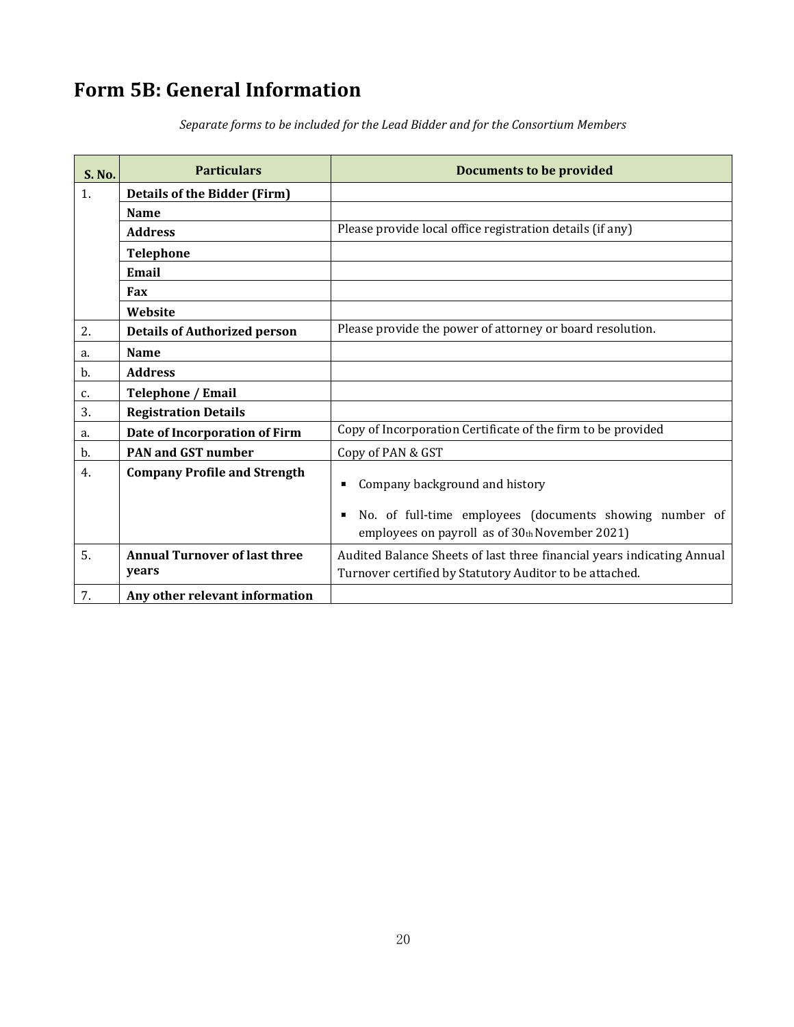# Form 5B: General Information

*Separate forms to be included for the Lead Bidder and for the Consortium Members*

| S. No. | Particulars | Documents to be provided |
|---|---|---|
| 1. | **Details of the Bidder (Firm)** | |
| | **Name** | |
| | **Address** | Please provide local office registration details (if any) |
| | **Telephone** | |
| | **Email** | |
| | **Fax** | |
| | **Website** | |
| 2. | **Details of Authorized person** | Please provide the power of attorney or board resolution. |
| a. | **Name** | |
| b. | **Address** | |
| c. | **Telephone / Email** | |
| 3. | **Registration Details** | |
| a. | **Date of Incorporation of Firm** | Copy of Incorporation Certificate of the firm to be provided |
| b. | **PAN and GST number** | Copy of PAN & GST |
| 4. | **Company Profile and Strength** | ▪ Company background and history<br>▪ No. of full-time employees (documents showing number of employees on payroll as of 30th November 2021) |
| 5. | **Annual Turnover of last three years** | Audited Balance Sheets of last three financial years indicating Annual Turnover certified by Statutory Auditor to be attached. |
| 7. | **Any other relevant information** | |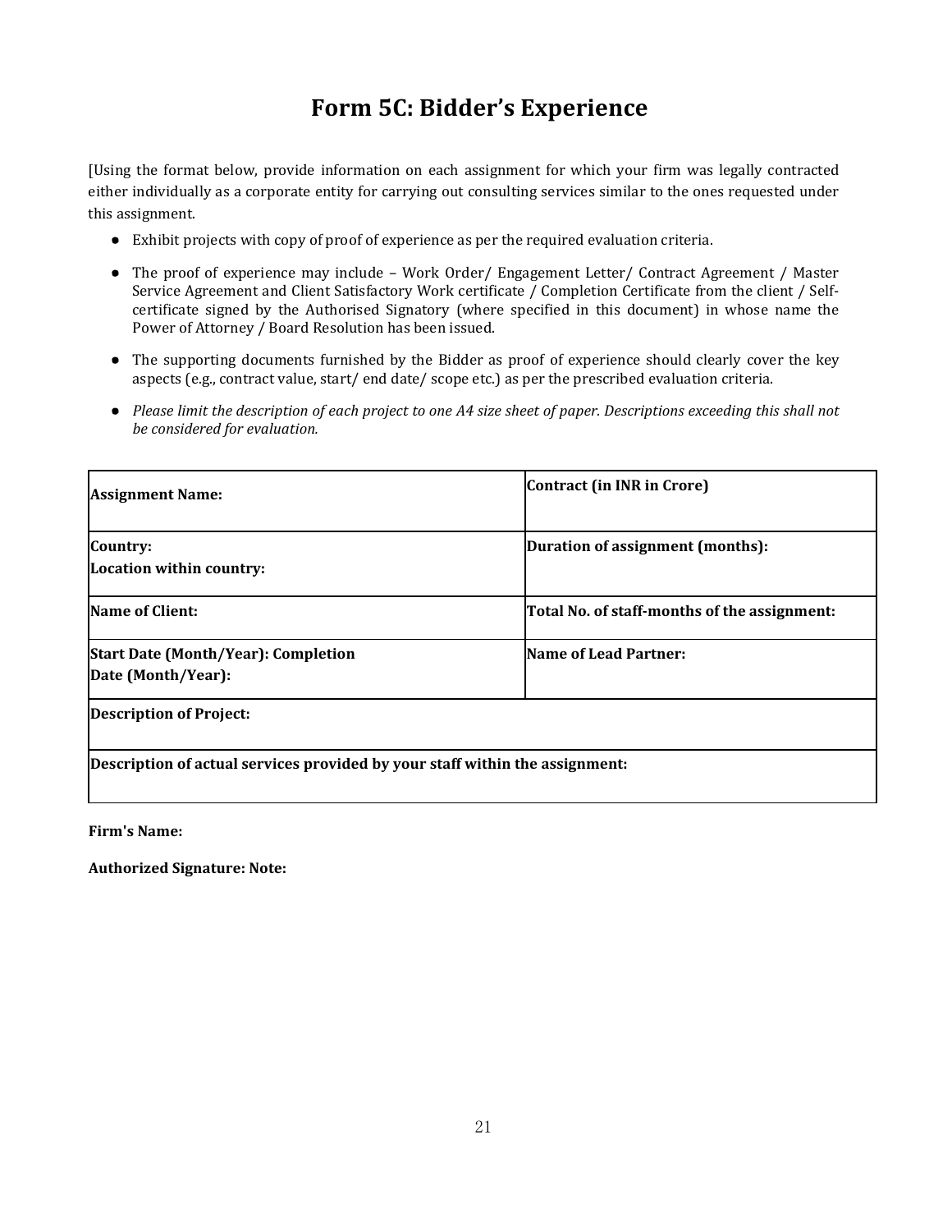# Form 5C: Bidder's Experience

[Using the format below, provide information on each assignment for which your firm was legally contracted either individually as a corporate entity for carrying out consulting services similar to the ones requested under this assignment.

- Exhibit projects with copy of proof of experience as per the required evaluation criteria.
- The proof of experience may include – Work Order/ Engagement Letter/ Contract Agreement / Master Service Agreement and Client Satisfactory Work certificate / Completion Certificate from the client / Self-certificate signed by the Authorised Signatory (where specified in this document) in whose name the Power of Attorney / Board Resolution has been issued.
- The supporting documents furnished by the Bidder as proof of experience should clearly cover the key aspects (e.g., contract value, start/ end date/ scope etc.) as per the prescribed evaluation criteria.
- *Please limit the description of each project to one A4 size sheet of paper. Descriptions exceeding this shall not be considered for evaluation.*

| **Assignment Name:** | **Contract (in INR in Crore)** |
|---|---|
| **Country:**<br>**Location within country:** | **Duration of assignment (months):** |
| **Name of Client:** | **Total No. of staff-months of the assignment:** |
| **Start Date (Month/Year): Completion Date (Month/Year):** | **Name of Lead Partner:** |
| **Description of Project:** | |
| **Description of actual services provided by your staff within the assignment:** | |

**Firm's Name:**

**Authorized Signature: Note:**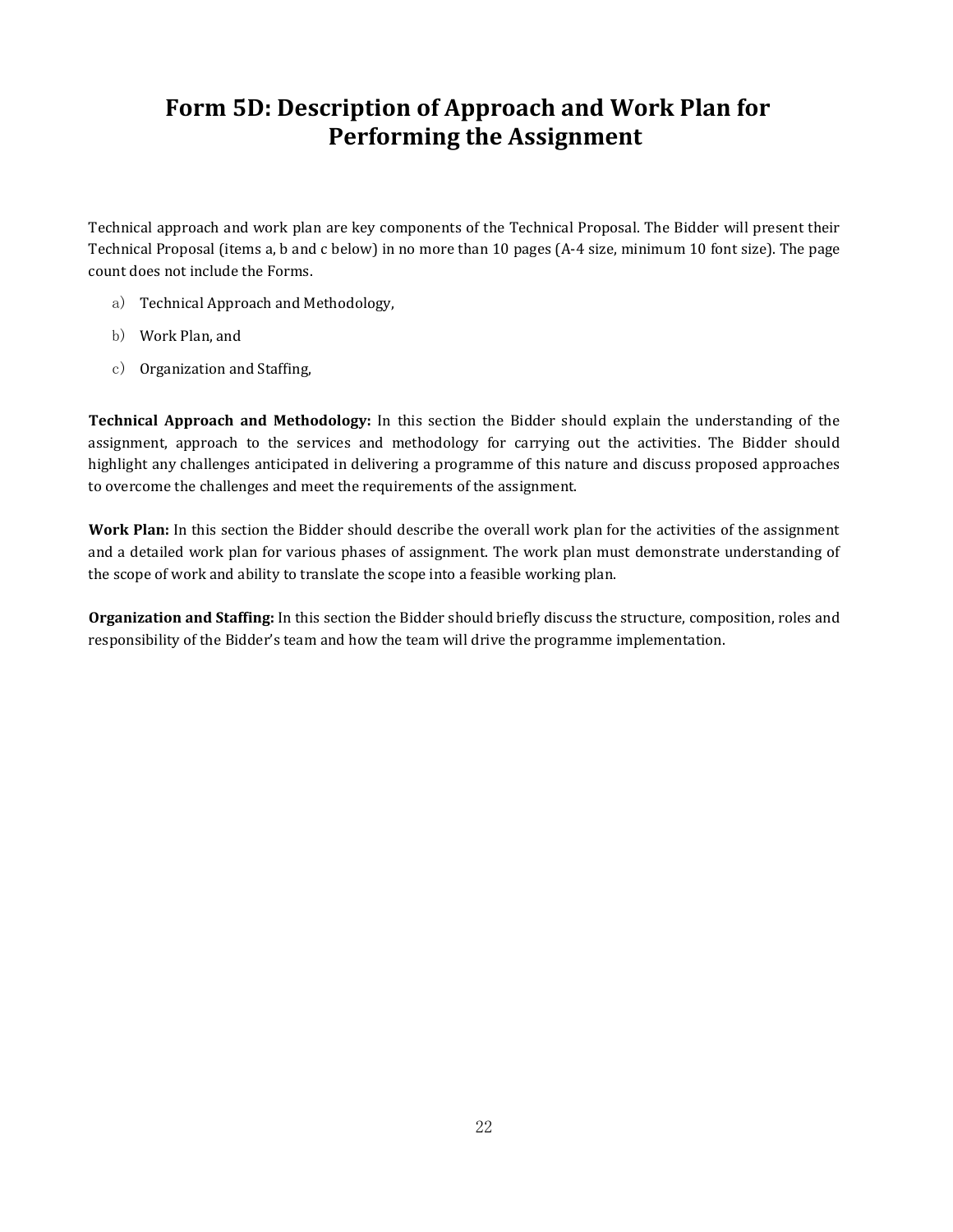# Form 5D: Description of Approach and Work Plan for Performing the Assignment

Technical approach and work plan are key components of the Technical Proposal. The Bidder will present their Technical Proposal (items a, b and c below) in no more than 10 pages (A-4 size, minimum 10 font size). The page count does not include the Forms.

a) Technical Approach and Methodology,

b) Work Plan, and

c) Organization and Staffing,

**Technical Approach and Methodology:** In this section the Bidder should explain the understanding of the assignment, approach to the services and methodology for carrying out the activities. The Bidder should highlight any challenges anticipated in delivering a programme of this nature and discuss proposed approaches to overcome the challenges and meet the requirements of the assignment.

**Work Plan:** In this section the Bidder should describe the overall work plan for the activities of the assignment and a detailed work plan for various phases of assignment. The work plan must demonstrate understanding of the scope of work and ability to translate the scope into a feasible working plan.

**Organization and Staffing:** In this section the Bidder should briefly discuss the structure, composition, roles and responsibility of the Bidder's team and how the team will drive the programme implementation.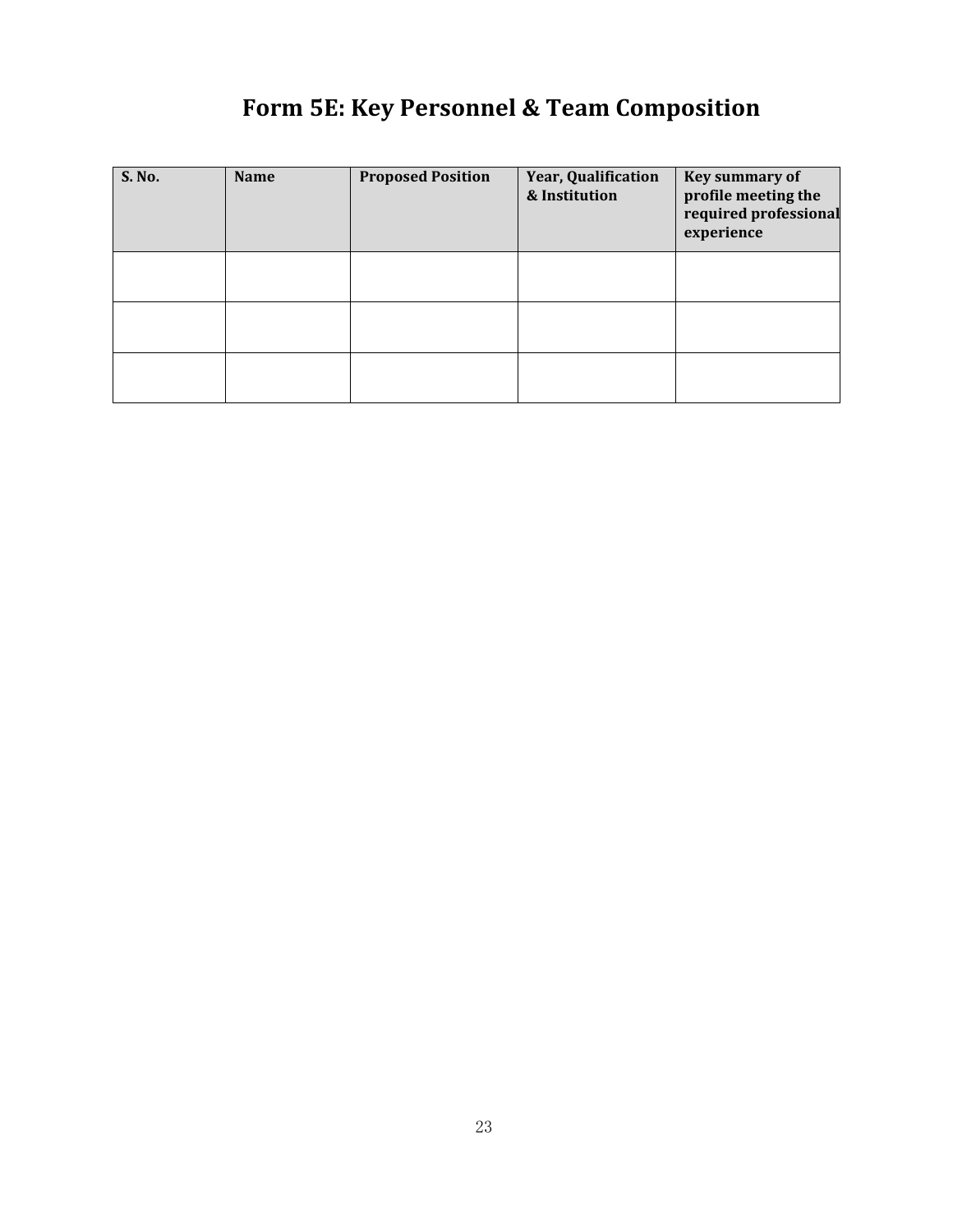# Form 5E: Key Personnel & Team Composition

| S. No. | Name | Proposed Position | Year, Qualification & Institution | Key summary of profile meeting the required professional experience |
|---|---|---|---|---|
| | | | | |
| | | | | |
| | | | | |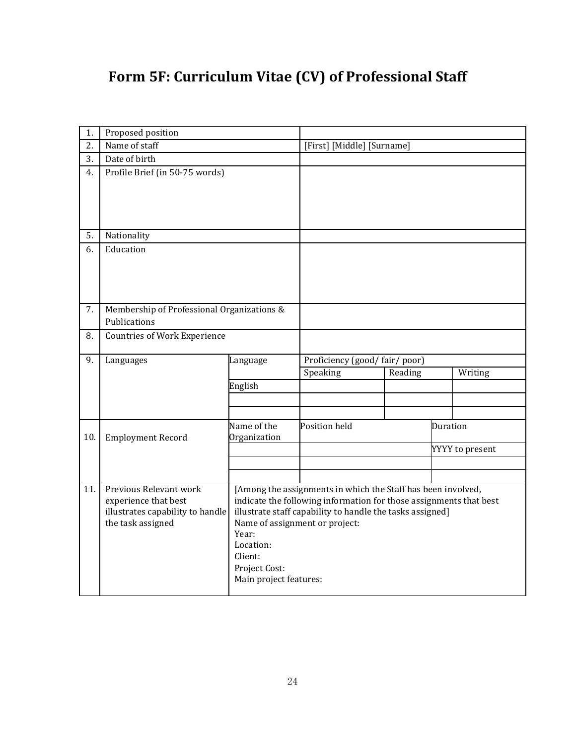# Form 5F: Curriculum Vitae (CV) of Professional Staff

| | | | | | |
|---|---|---|---|---|---|
| 1. | Proposed position | | | | |
| 2. | Name of staff | | [First] [Middle] [Surname] | | |
| 3. | Date of birth | | | | |
| 4. | Profile Brief (in 50-75 words) | | | | |
| 5. | Nationality | | | | |
| 6. | Education | | | | |
| 7. | Membership of Professional Organizations & Publications | | | | |
| 8. | Countries of Work Experience | | | | |
| 9. | Languages | Language | Proficiency (good/ fair/ poor) | | |
| | | | Speaking | Reading | Writing |
| | | English | | | |
| | | | | | |
| | | | | | |
| 10. | Employment Record | Name of the Organization | Position held | | Duration |
| | | | | | YYYY to present |
| | | | | | |
| | | | | | |
| 11. | Previous Relevant work experience that best illustrates capability to handle the task assigned | [Among the assignments in which the Staff has been involved, indicate the following information for those assignments that best illustrate staff capability to handle the tasks assigned]<br>Name of assignment or project:<br>Year:<br>Location:<br>Client:<br>Project Cost:<br>Main project features: | | | |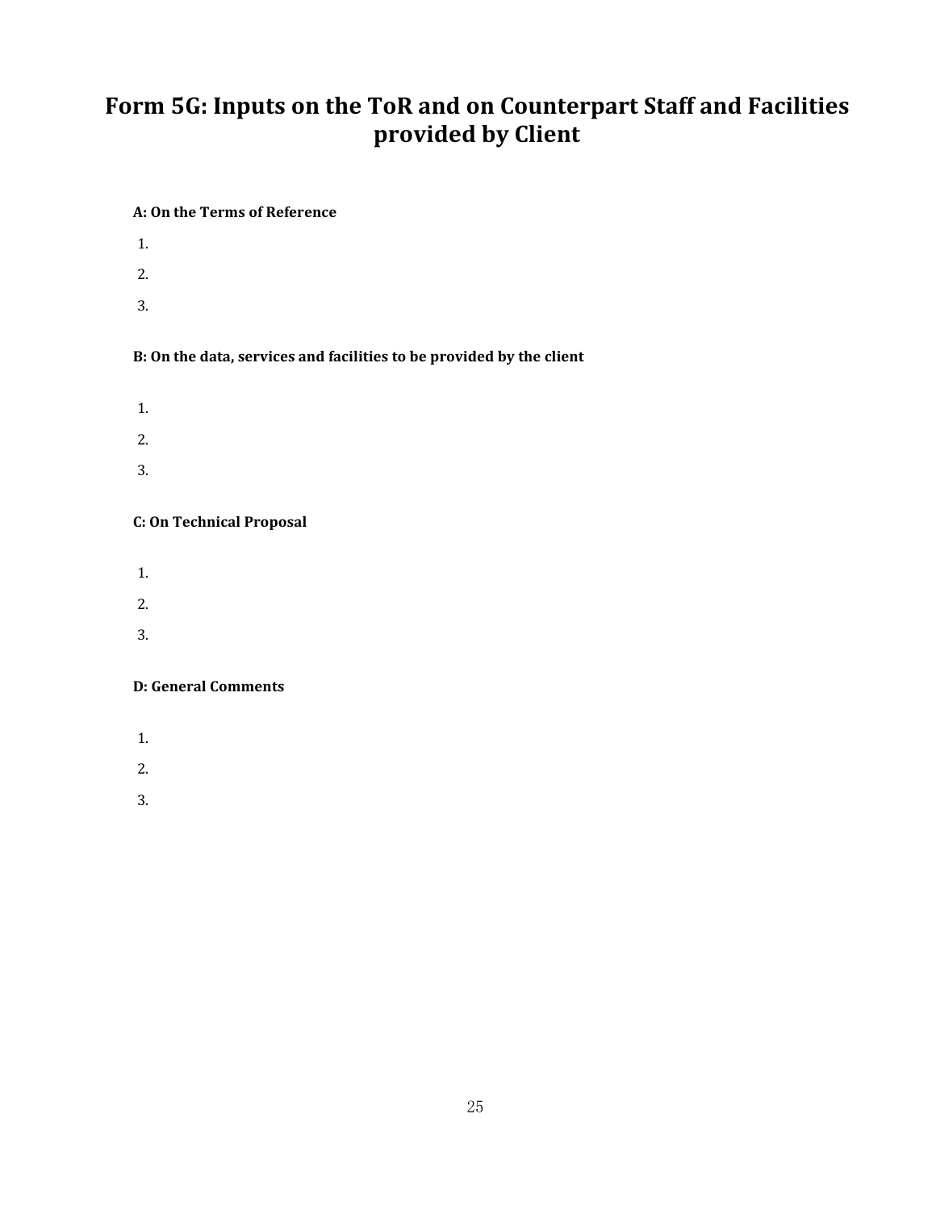# Form 5G: Inputs on the ToR and on Counterpart Staff and Facilities provided by Client

**A: On the Terms of Reference**

1.
2.
3.

**B: On the data, services and facilities to be provided by the client**

1.
2.
3.

**C: On Technical Proposal**

1.
2.
3.

**D: General Comments**

1.
2.
3.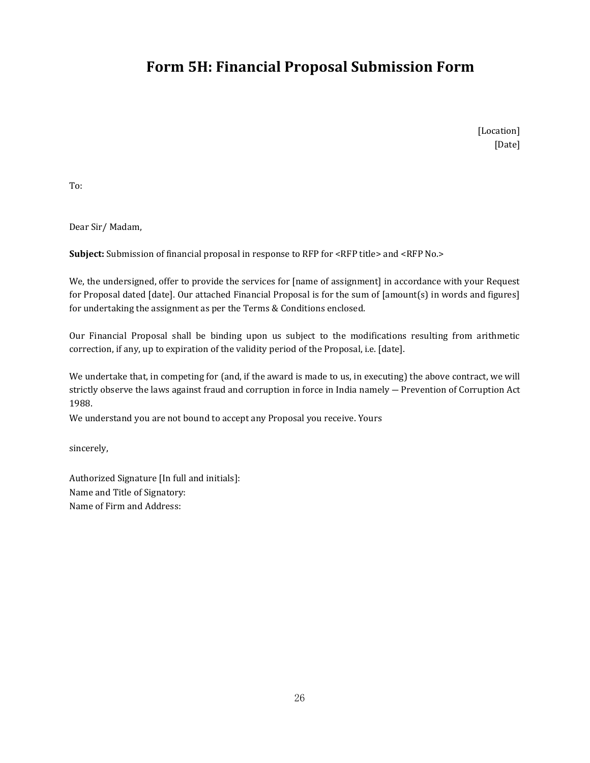# Form 5H: Financial Proposal Submission Form

[Location]
[Date]

To:

Dear Sir/ Madam,

**Subject:** Submission of financial proposal in response to RFP for <RFP title> and <RFP No.>

We, the undersigned, offer to provide the services for [name of assignment] in accordance with your Request for Proposal dated [date]. Our attached Financial Proposal is for the sum of [amount(s) in words and figures] for undertaking the assignment as per the Terms & Conditions enclosed.

Our Financial Proposal shall be binding upon us subject to the modifications resulting from arithmetic correction, if any, up to expiration of the validity period of the Proposal, i.e. [date].

We undertake that, in competing for (and, if the award is made to us, in executing) the above contract, we will strictly observe the laws against fraud and corruption in force in India namely — Prevention of Corruption Act 1988.

We understand you are not bound to accept any Proposal you receive. Yours

sincerely,

Authorized Signature [In full and initials]:
Name and Title of Signatory:
Name of Firm and Address: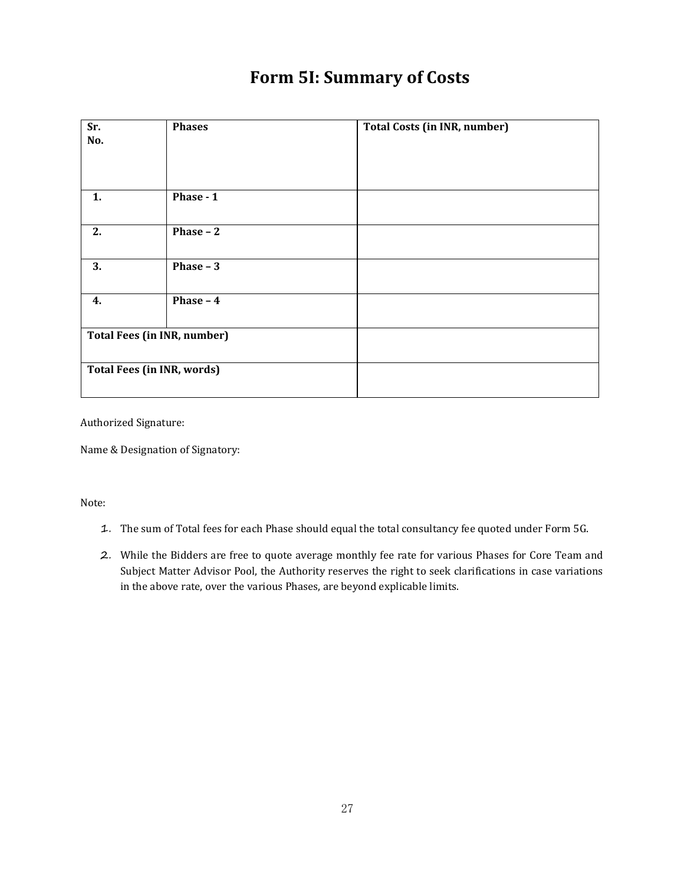# Form 5I: Summary of Costs

| Sr. No. | Phases | Total Costs (in INR, number) |
|---|---|---|
| 1. | Phase - 1 | |
| 2. | Phase – 2 | |
| 3. | Phase – 3 | |
| 4. | Phase – 4 | |
| Total Fees (in INR, number) | | |
| Total Fees (in INR, words) | | |

Authorized Signature:

Name & Designation of Signatory:

Note:

1. The sum of Total fees for each Phase should equal the total consultancy fee quoted under Form 5G.
2. While the Bidders are free to quote average monthly fee rate for various Phases for Core Team and Subject Matter Advisor Pool, the Authority reserves the right to seek clarifications in case variations in the above rate, over the various Phases, are beyond explicable limits.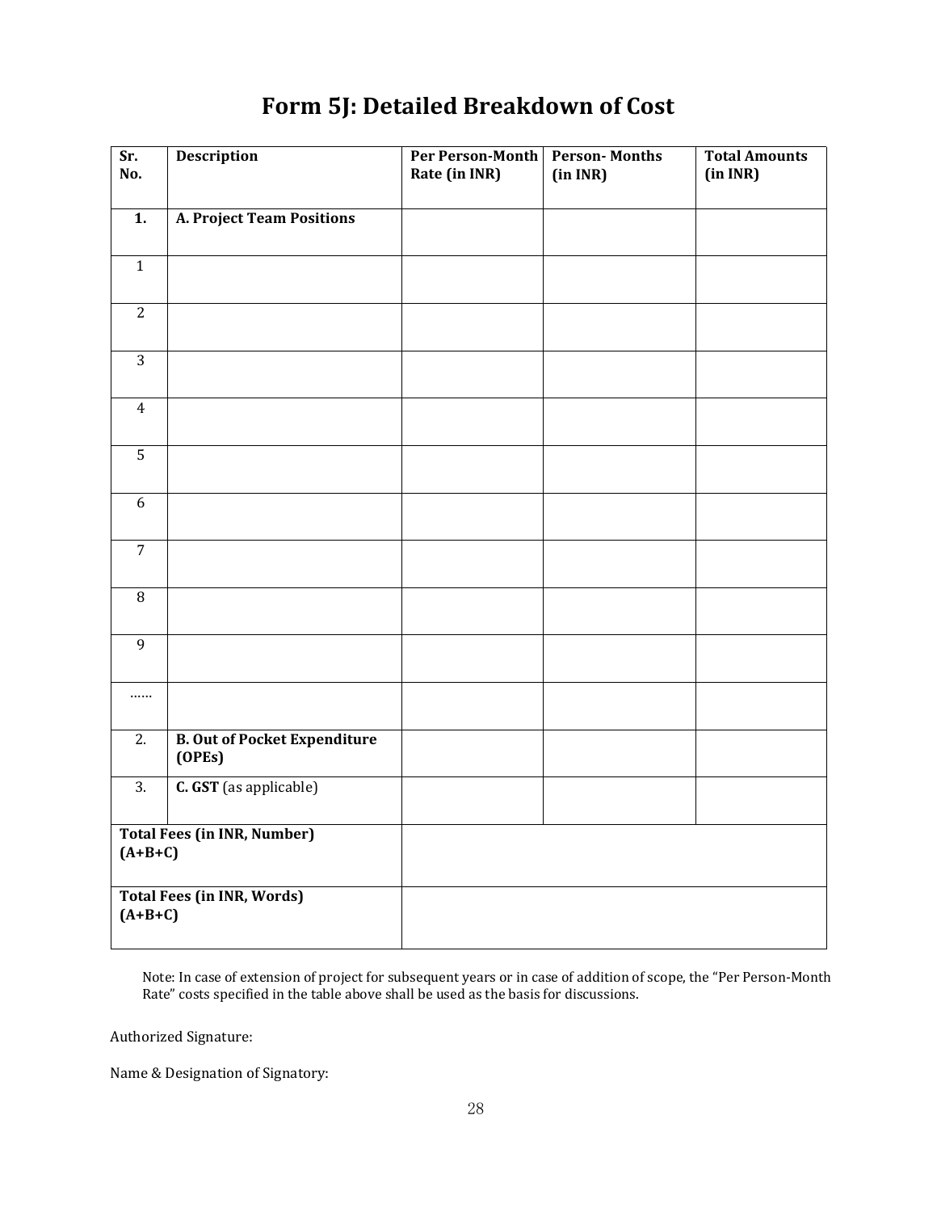# Form 5J: Detailed Breakdown of Cost

| Sr. No. | Description | Per Person-Month Rate (in INR) | Person- Months (in INR) | Total Amounts (in INR) |
|---|---|---|---|---|
| **1.** | **A. Project Team Positions** | | | |
| 1 | | | | |
| 2 | | | | |
| 3 | | | | |
| 4 | | | | |
| 5 | | | | |
| 6 | | | | |
| 7 | | | | |
| 8 | | | | |
| 9 | | | | |
| …… | | | | |
| 2. | **B. Out of Pocket Expenditure (OPEs)** | | | |
| 3. | **C. GST** (as applicable) | | | |
| **Total Fees (in INR, Number) (A+B+C)** | | | | |
| **Total Fees (in INR, Words) (A+B+C)** | | | | |

Note: In case of extension of project for subsequent years or in case of addition of scope, the "Per Person-Month Rate" costs specified in the table above shall be used as the basis for discussions.

Authorized Signature:

Name & Designation of Signatory: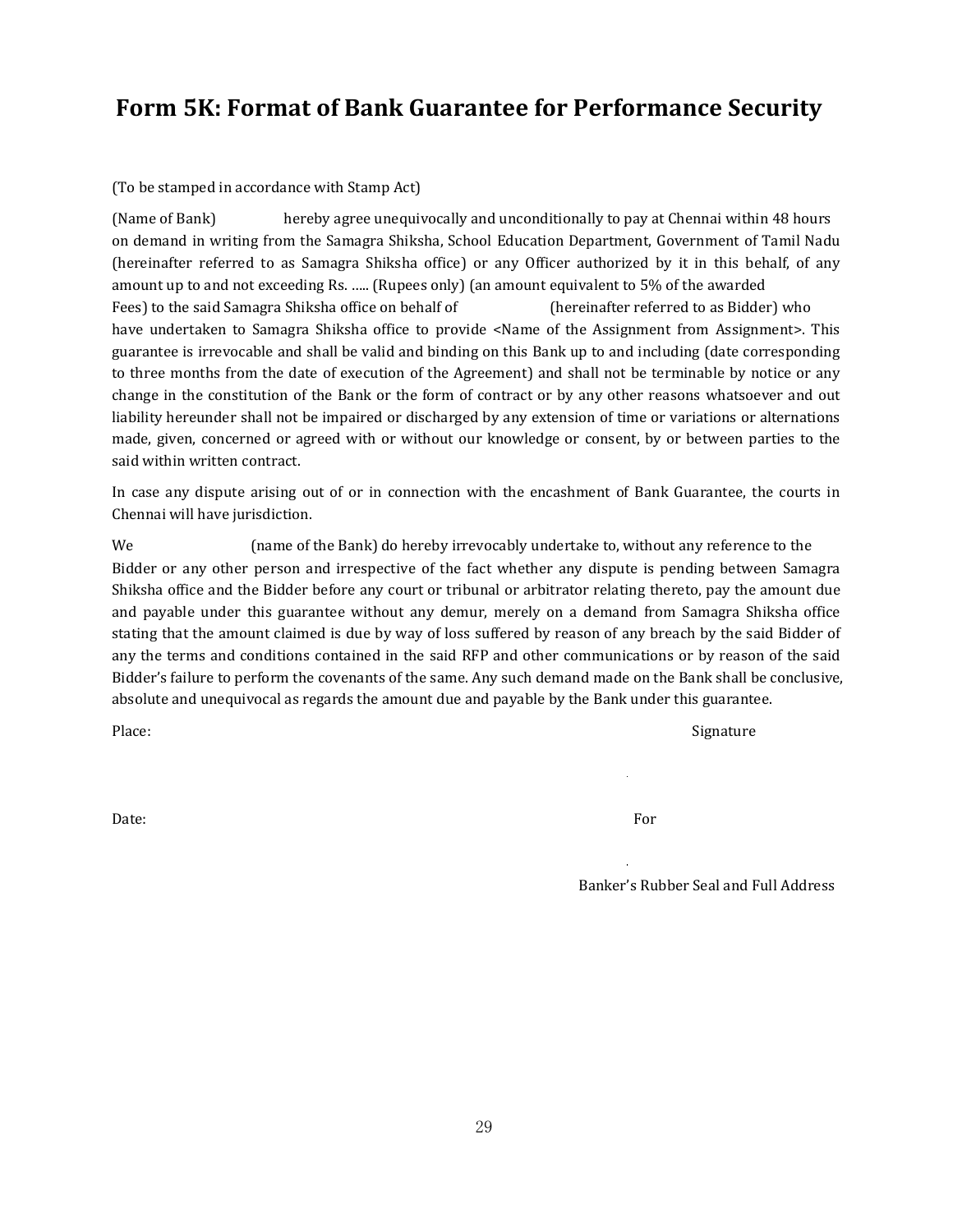# Form 5K: Format of Bank Guarantee for Performance Security

(To be stamped in accordance with Stamp Act)

(Name of Bank) hereby agree unequivocally and unconditionally to pay at Chennai within 48 hours on demand in writing from the Samagra Shiksha, School Education Department, Government of Tamil Nadu (hereinafter referred to as Samagra Shiksha office) or any Officer authorized by it in this behalf, of any amount up to and not exceeding Rs. ….. (Rupees only) (an amount equivalent to 5% of the awarded Fees) to the said Samagra Shiksha office on behalf of (hereinafter referred to as Bidder) who have undertaken to Samagra Shiksha office to provide <Name of the Assignment from Assignment>. This guarantee is irrevocable and shall be valid and binding on this Bank up to and including (date corresponding to three months from the date of execution of the Agreement) and shall not be terminable by notice or any change in the constitution of the Bank or the form of contract or by any other reasons whatsoever and out liability hereunder shall not be impaired or discharged by any extension of time or variations or alternations made, given, concerned or agreed with or without our knowledge or consent, by or between parties to the said within written contract.

In case any dispute arising out of or in connection with the encashment of Bank Guarantee, the courts in Chennai will have jurisdiction.

We (name of the Bank) do hereby irrevocably undertake to, without any reference to the Bidder or any other person and irrespective of the fact whether any dispute is pending between Samagra Shiksha office and the Bidder before any court or tribunal or arbitrator relating thereto, pay the amount due and payable under this guarantee without any demur, merely on a demand from Samagra Shiksha office stating that the amount claimed is due by way of loss suffered by reason of any breach by the said Bidder of any the terms and conditions contained in the said RFP and other communications or by reason of the said Bidder's failure to perform the covenants of the same. Any such demand made on the Bank shall be conclusive, absolute and unequivocal as regards the amount due and payable by the Bank under this guarantee.

Place: Signature

Date: For

Banker's Rubber Seal and Full Address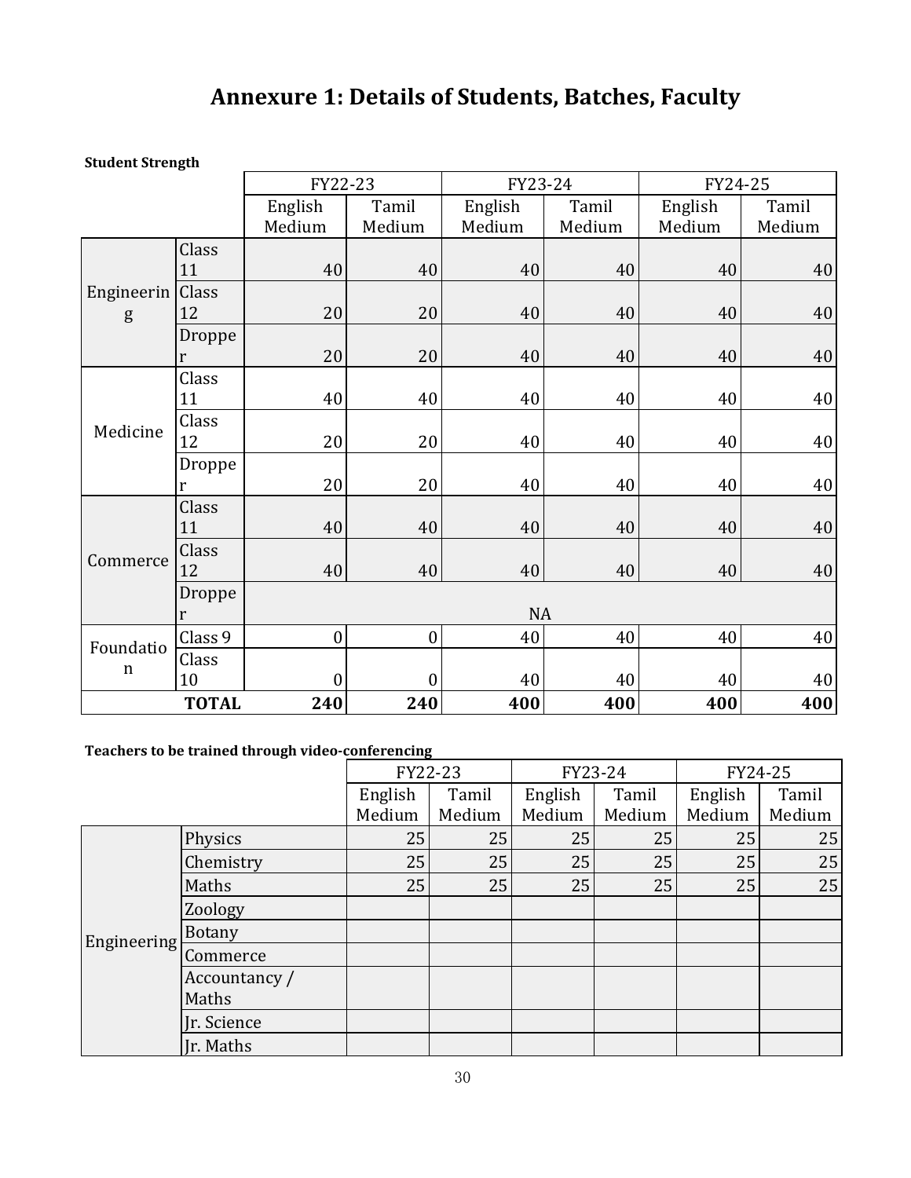# Annexure 1: Details of Students, Batches, Faculty

**Student Strength**

| | | FY22-23 | | FY23-24 | | FY24-25 | |
|---|---|---|---|---|---|---|---|
| | | English Medium | Tamil Medium | English Medium | Tamil Medium | English Medium | Tamil Medium |
| Engineering | Class 11 | 40 | 40 | 40 | 40 | 40 | 40 |
| | Class 12 | 20 | 20 | 40 | 40 | 40 | 40 |
| | Dropper | 20 | 20 | 40 | 40 | 40 | 40 |
| Medicine | Class 11 | 40 | 40 | 40 | 40 | 40 | 40 |
| | Class 12 | 20 | 20 | 40 | 40 | 40 | 40 |
| | Dropper | 20 | 20 | 40 | 40 | 40 | 40 |
| Commerce | Class 11 | 40 | 40 | 40 | 40 | 40 | 40 |
| | Class 12 | 40 | 40 | 40 | 40 | 40 | 40 |
| | Dropper | NA | | | | | |
| Foundation | Class 9 | 0 | 0 | 40 | 40 | 40 | 40 |
| | Class 10 | 0 | 0 | 40 | 40 | 40 | 40 |
| | **TOTAL** | **240** | **240** | **400** | **400** | **400** | **400** |

**Teachers to be trained through video-conferencing**

| | | FY22-23 | | FY23-24 | | FY24-25 | |
|---|---|---|---|---|---|---|---|
| | | English Medium | Tamil Medium | English Medium | Tamil Medium | English Medium | Tamil Medium |
| Engineering | Physics | 25 | 25 | 25 | 25 | 25 | 25 |
| | Chemistry | 25 | 25 | 25 | 25 | 25 | 25 |
| | Maths | 25 | 25 | 25 | 25 | 25 | 25 |
| | Zoology | | | | | | |
| | Botany | | | | | | |
| | Commerce | | | | | | |
| | Accountancy / Maths | | | | | | |
| | Jr. Science | | | | | | |
| | Jr. Maths | | | | | | |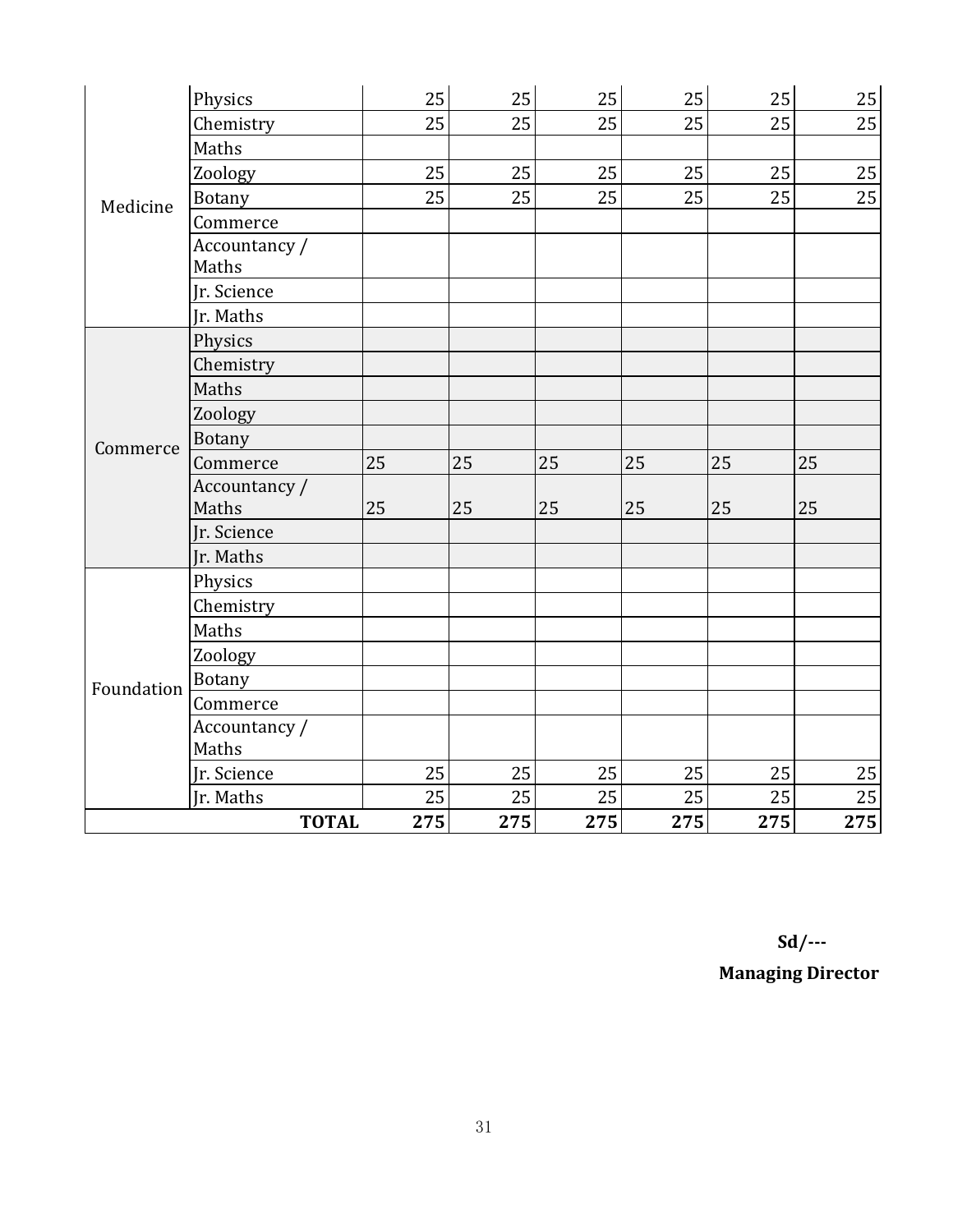| | | | | | | | |
|---|---|---|---|---|---|---|---|
| Medicine | Physics | 25 | 25 | 25 | 25 | 25 | 25 |
| | Chemistry | 25 | 25 | 25 | 25 | 25 | 25 |
| | Maths | | | | | | |
| | Zoology | 25 | 25 | 25 | 25 | 25 | 25 |
| | Botany | 25 | 25 | 25 | 25 | 25 | 25 |
| | Commerce | | | | | | |
| | Accountancy / Maths | | | | | | |
| | Jr. Science | | | | | | |
| | Jr. Maths | | | | | | |
| Commerce | Physics | | | | | | |
| | Chemistry | | | | | | |
| | Maths | | | | | | |
| | Zoology | | | | | | |
| | Botany | | | | | | |
| | Commerce | 25 | 25 | 25 | 25 | 25 | 25 |
| | Accountancy / Maths | 25 | 25 | 25 | 25 | 25 | 25 |
| | Jr. Science | | | | | | |
| | Jr. Maths | | | | | | |
| Foundation | Physics | | | | | | |
| | Chemistry | | | | | | |
| | Maths | | | | | | |
| | Zoology | | | | | | |
| | Botany | | | | | | |
| | Commerce | | | | | | |
| | Accountancy / Maths | | | | | | |
| | Jr. Science | 25 | 25 | 25 | 25 | 25 | 25 |
| | Jr. Maths | 25 | 25 | 25 | 25 | 25 | 25 |
| | **TOTAL** | **275** | **275** | **275** | **275** | **275** | **275** |

**Sd/---**

**Managing Director**